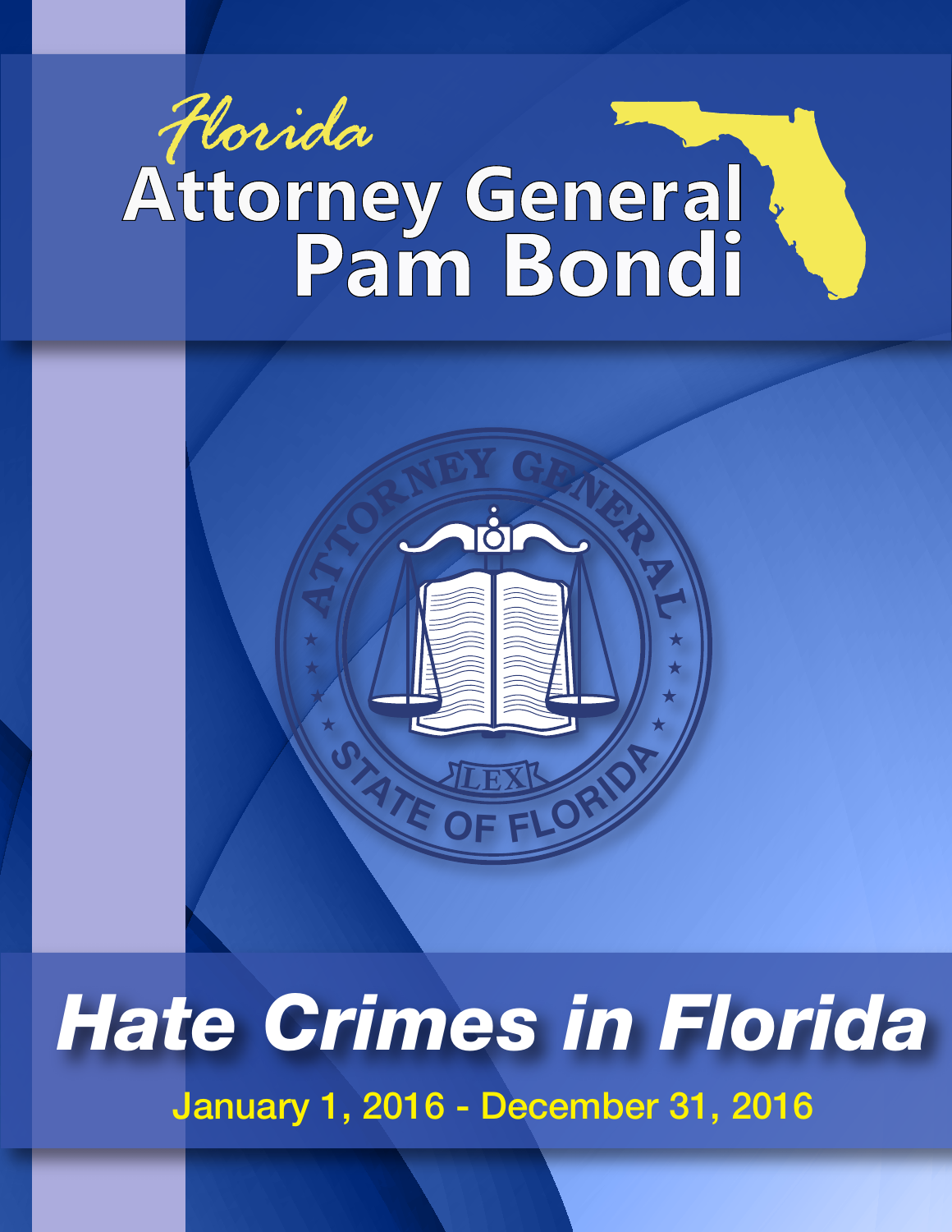*Florida*

# Attorney General Pam Bondi

# Hate Crimes in Florida

January 1, 2016 - December 31, 2016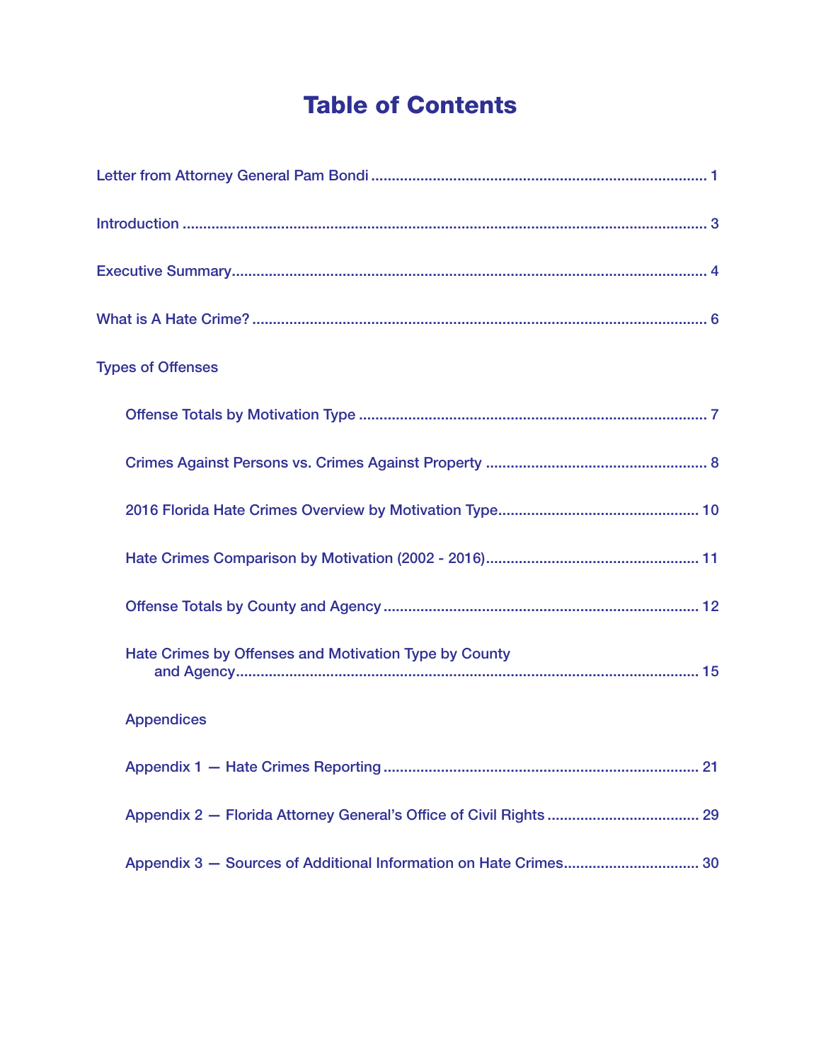# Table of Contents

Letter from Attorney General Pam Bondi ................................................................................. 1

Introduction ................................................................................................................................ 3

Executive Summary.................................................................................................................... 4

What is A Hate Crime? ............................................................................................................... 6

Types of Offenses

- Offense Totals by Motivation Type ..................................................................................... 7
- Crimes Against Persons vs. Crimes Against Property ...................................................... 8
- 2016 Florida Hate Crimes Overview by Motivation Type................................................. 10
- Hate Crimes Comparison by Motivation (2002 - 2016)................................................... 11
- Offense Totals by County and Agency ............................................................................ 12
- Hate Crimes by Offenses and Motivation Type by County and Agency................................................................................................................ 15

Appendices

- Appendix 1 — Hate Crimes Reporting ............................................................................ 21
- Appendix 2 — Florida Attorney General's Office of Civil Rights ..................................... 29
- Appendix 3 — Sources of Additional Information on Hate Crimes................................. 30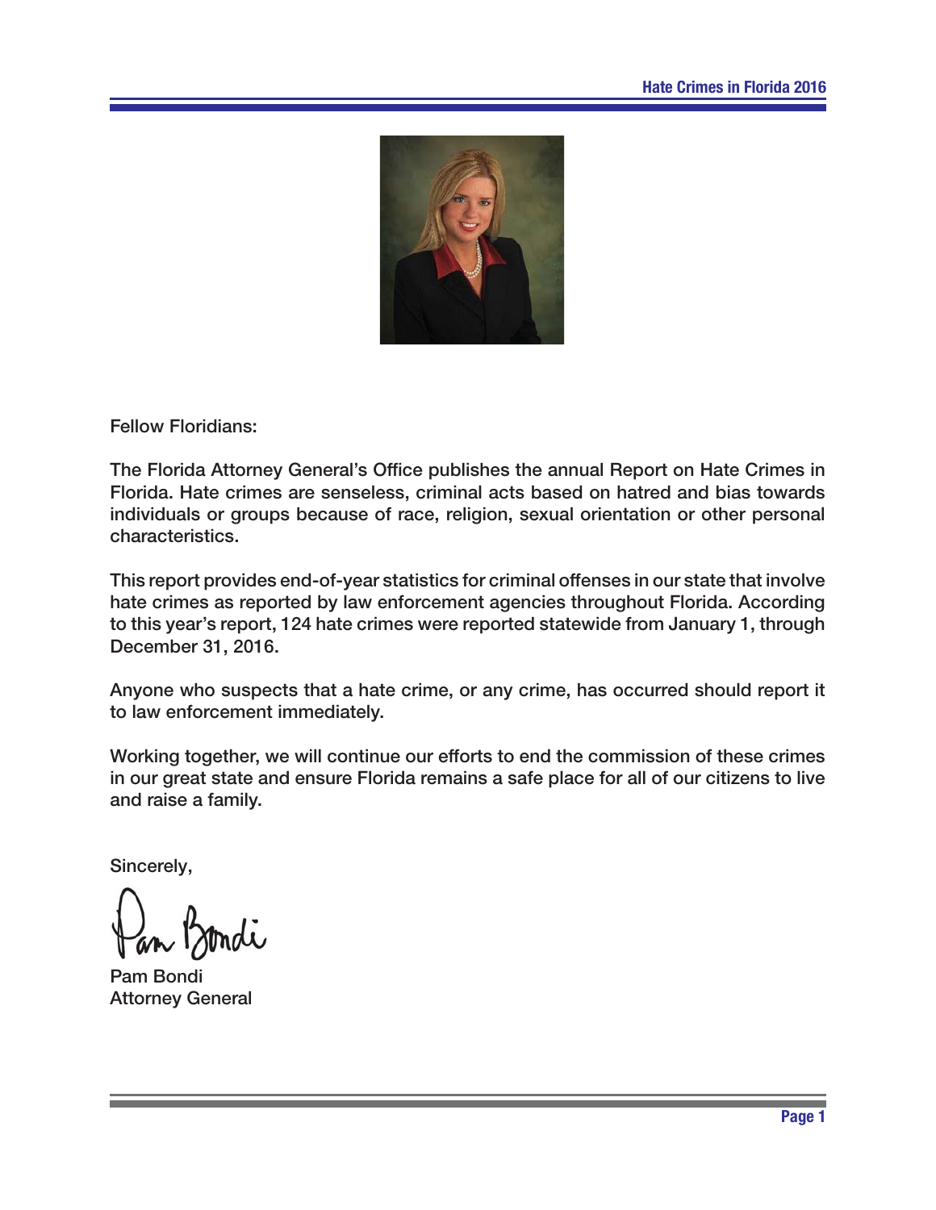Fellow Floridians:

The Florida Attorney General's Office publishes the annual Report on Hate Crimes in Florida. Hate crimes are senseless, criminal acts based on hatred and bias towards individuals or groups because of race, religion, sexual orientation or other personal characteristics.

This report provides end-of-year statistics for criminal offenses in our state that involve hate crimes as reported by law enforcement agencies throughout Florida. According to this year's report, 124 hate crimes were reported statewide from January 1, through December 31, 2016.

Anyone who suspects that a hate crime, or any crime, has occurred should report it to law enforcement immediately.

Working together, we will continue our efforts to end the commission of these crimes in our great state and ensure Florida remains a safe place for all of our citizens to live and raise a family.

Sincerely,

Pam Bondi
Attorney General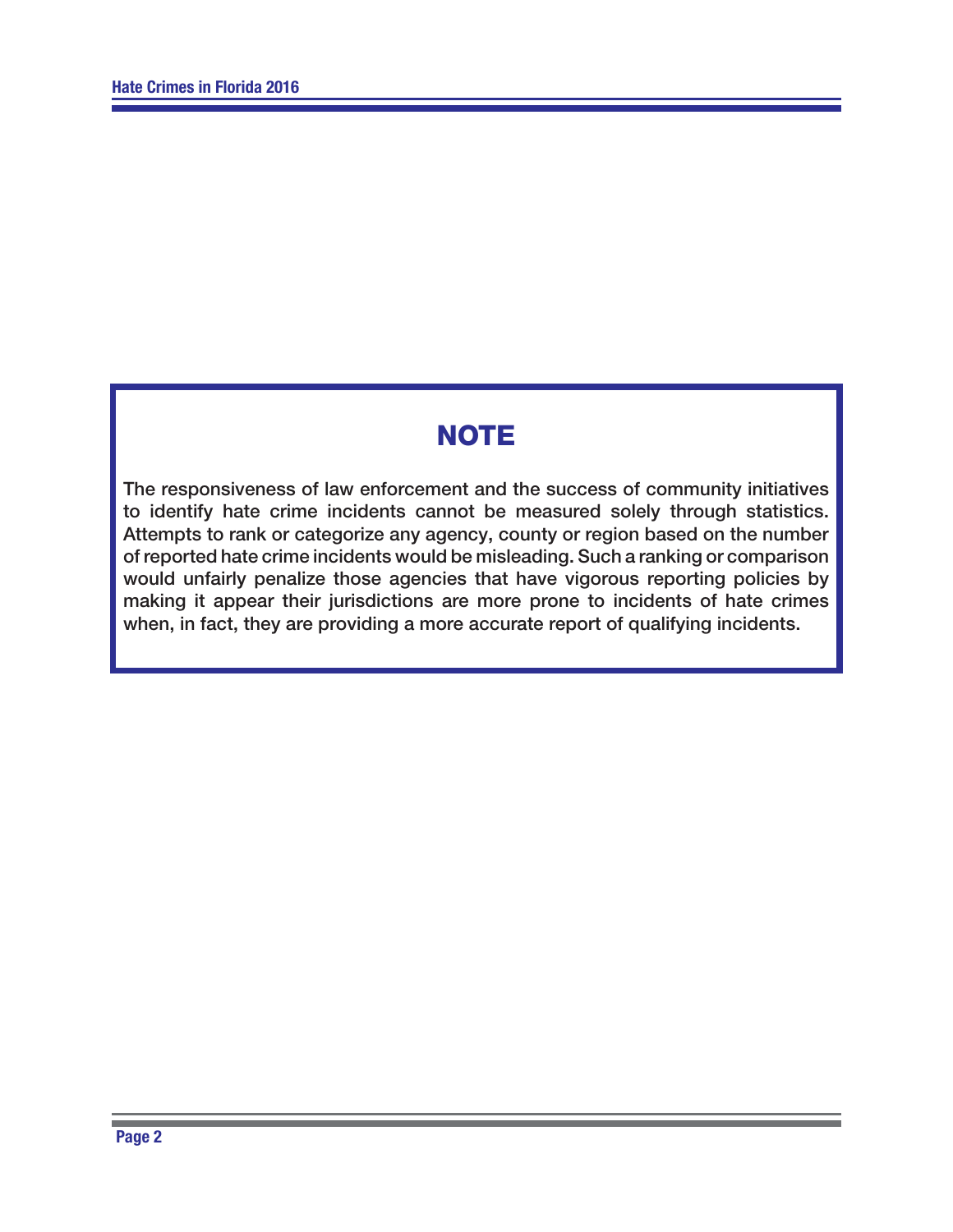## NOTE

**The responsiveness of law enforcement and the success of community initiatives to identify hate crime incidents cannot be measured solely through statistics. Attempts to rank or categorize any agency, county or region based on the number of reported hate crime incidents would be misleading. Such a ranking or comparison would unfairly penalize those agencies that have vigorous reporting policies by making it appear their jurisdictions are more prone to incidents of hate crimes when, in fact, they are providing a more accurate report of qualifying incidents.**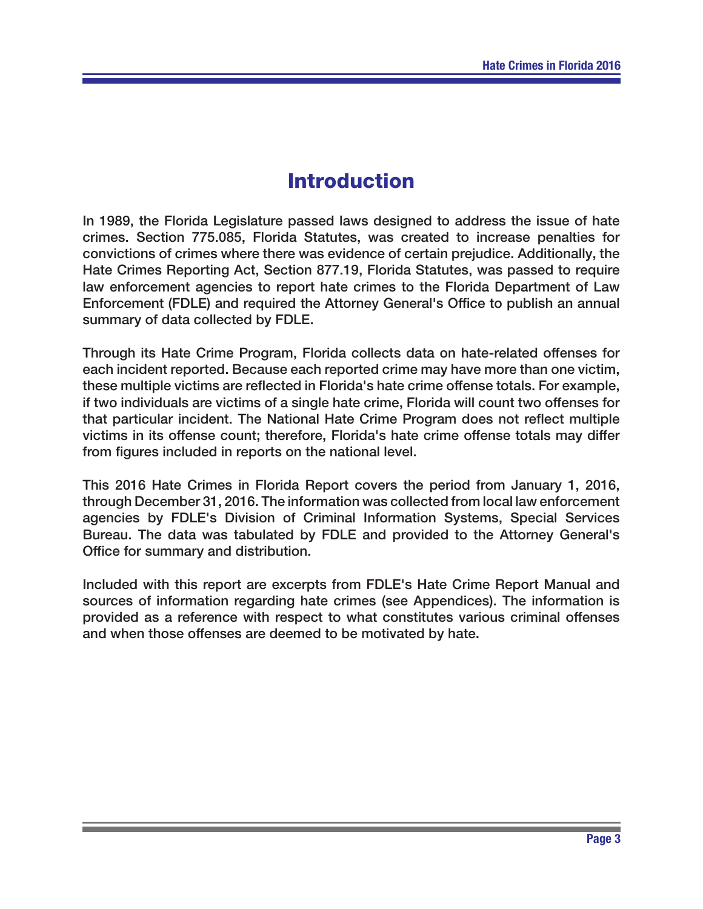# Introduction

In 1989, the Florida Legislature passed laws designed to address the issue of hate crimes. Section 775.085, Florida Statutes, was created to increase penalties for convictions of crimes where there was evidence of certain prejudice. Additionally, the Hate Crimes Reporting Act, Section 877.19, Florida Statutes, was passed to require law enforcement agencies to report hate crimes to the Florida Department of Law Enforcement (FDLE) and required the Attorney General's Office to publish an annual summary of data collected by FDLE.

Through its Hate Crime Program, Florida collects data on hate-related offenses for each incident reported. Because each reported crime may have more than one victim, these multiple victims are reflected in Florida's hate crime offense totals. For example, if two individuals are victims of a single hate crime, Florida will count two offenses for that particular incident. The National Hate Crime Program does not reflect multiple victims in its offense count; therefore, Florida's hate crime offense totals may differ from figures included in reports on the national level.

This 2016 Hate Crimes in Florida Report covers the period from January 1, 2016, through December 31, 2016. The information was collected from local law enforcement agencies by FDLE's Division of Criminal Information Systems, Special Services Bureau. The data was tabulated by FDLE and provided to the Attorney General's Office for summary and distribution.

Included with this report are excerpts from FDLE's Hate Crime Report Manual and sources of information regarding hate crimes (see Appendices). The information is provided as a reference with respect to what constitutes various criminal offenses and when those offenses are deemed to be motivated by hate.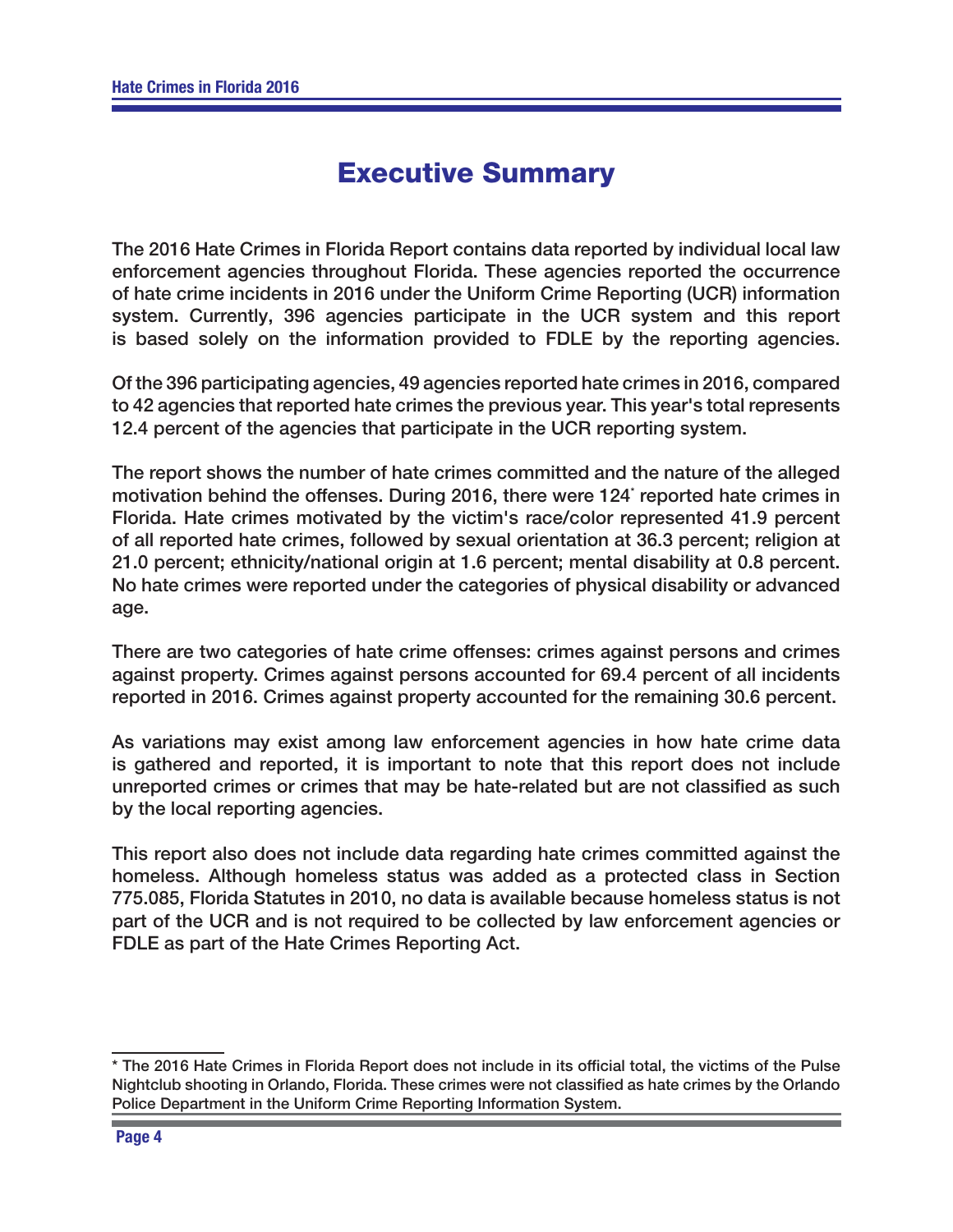# Executive Summary

The 2016 Hate Crimes in Florida Report contains data reported by individual local law enforcement agencies throughout Florida. These agencies reported the occurrence of hate crime incidents in 2016 under the Uniform Crime Reporting (UCR) information system. Currently, 396 agencies participate in the UCR system and this report is based solely on the information provided to FDLE by the reporting agencies.

Of the 396 participating agencies, 49 agencies reported hate crimes in 2016, compared to 42 agencies that reported hate crimes the previous year. This year's total represents 12.4 percent of the agencies that participate in the UCR reporting system.

The report shows the number of hate crimes committed and the nature of the alleged motivation behind the offenses. During 2016, there were 124* reported hate crimes in Florida. Hate crimes motivated by the victim's race/color represented 41.9 percent of all reported hate crimes, followed by sexual orientation at 36.3 percent; religion at 21.0 percent; ethnicity/national origin at 1.6 percent; mental disability at 0.8 percent. No hate crimes were reported under the categories of physical disability or advanced age.

There are two categories of hate crime offenses: crimes against persons and crimes against property. Crimes against persons accounted for 69.4 percent of all incidents reported in 2016. Crimes against property accounted for the remaining 30.6 percent.

As variations may exist among law enforcement agencies in how hate crime data is gathered and reported, it is important to note that this report does not include unreported crimes or crimes that may be hate-related but are not classified as such by the local reporting agencies.

This report also does not include data regarding hate crimes committed against the homeless. Although homeless status was added as a protected class in Section 775.085, Florida Statutes in 2010, no data is available because homeless status is not part of the UCR and is not required to be collected by law enforcement agencies or FDLE as part of the Hate Crimes Reporting Act.

---

\* The 2016 Hate Crimes in Florida Report does not include in its official total, the victims of the Pulse Nightclub shooting in Orlando, Florida. These crimes were not classified as hate crimes by the Orlando Police Department in the Uniform Crime Reporting Information System.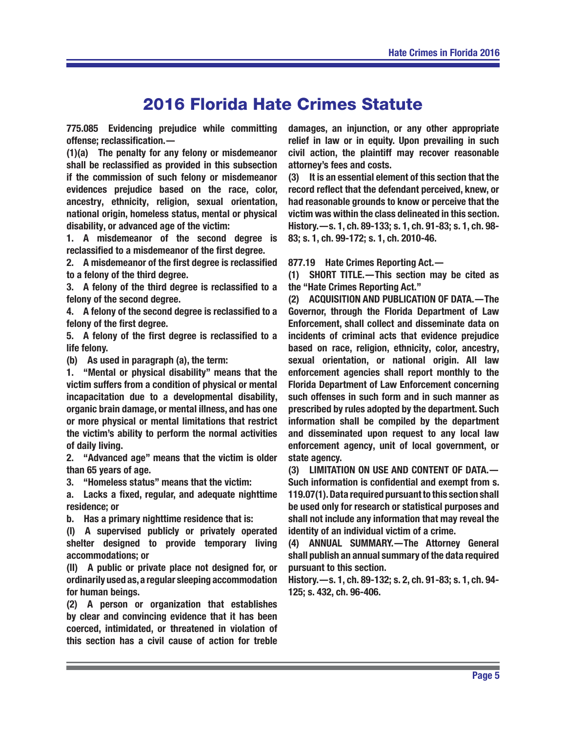# 2016 Florida Hate Crimes Statute

**775.085 Evidencing prejudice while committing offense; reclassification.—**

**(1)(a) The penalty for any felony or misdemeanor shall be reclassified as provided in this subsection if the commission of such felony or misdemeanor evidences prejudice based on the race, color, ancestry, ethnicity, religion, sexual orientation, national origin, homeless status, mental or physical disability, or advanced age of the victim:**

**1. A misdemeanor of the second degree is reclassified to a misdemeanor of the first degree.**

**2. A misdemeanor of the first degree is reclassified to a felony of the third degree.**

**3. A felony of the third degree is reclassified to a felony of the second degree.**

**4. A felony of the second degree is reclassified to a felony of the first degree.**

**5. A felony of the first degree is reclassified to a life felony.**

**(b) As used in paragraph (a), the term:**

**1. "Mental or physical disability" means that the victim suffers from a condition of physical or mental incapacitation due to a developmental disability, organic brain damage, or mental illness, and has one or more physical or mental limitations that restrict the victim's ability to perform the normal activities of daily living.**

**2. "Advanced age" means that the victim is older than 65 years of age.**

**3. "Homeless status" means that the victim:**

**a. Lacks a fixed, regular, and adequate nighttime residence; or**

**b. Has a primary nighttime residence that is:**

**(I) A supervised publicly or privately operated shelter designed to provide temporary living accommodations; or**

**(II) A public or private place not designed for, or ordinarily used as, a regular sleeping accommodation for human beings.**

**(2) A person or organization that establishes by clear and convincing evidence that it has been coerced, intimidated, or threatened in violation of this section has a civil cause of action for treble damages, an injunction, or any other appropriate relief in law or in equity. Upon prevailing in such civil action, the plaintiff may recover reasonable attorney's fees and costs.**

**(3) It is an essential element of this section that the record reflect that the defendant perceived, knew, or had reasonable grounds to know or perceive that the victim was within the class delineated in this section.**

**History.—s. 1, ch. 89-133; s. 1, ch. 91-83; s. 1, ch. 98-83; s. 1, ch. 99-172; s. 1, ch. 2010-46.**

**877.19 Hate Crimes Reporting Act.—**

**(1) SHORT TITLE.—This section may be cited as the "Hate Crimes Reporting Act."**

**(2) ACQUISITION AND PUBLICATION OF DATA.—The Governor, through the Florida Department of Law Enforcement, shall collect and disseminate data on incidents of criminal acts that evidence prejudice based on race, religion, ethnicity, color, ancestry, sexual orientation, or national origin. All law enforcement agencies shall report monthly to the Florida Department of Law Enforcement concerning such offenses in such form and in such manner as prescribed by rules adopted by the department. Such information shall be compiled by the department and disseminated upon request to any local law enforcement agency, unit of local government, or state agency.**

**(3) LIMITATION ON USE AND CONTENT OF DATA.—Such information is confidential and exempt from s. 119.07(1). Data required pursuant to this section shall be used only for research or statistical purposes and shall not include any information that may reveal the identity of an individual victim of a crime.**

**(4) ANNUAL SUMMARY.—The Attorney General shall publish an annual summary of the data required pursuant to this section.**

**History.—s. 1, ch. 89-132; s. 2, ch. 91-83; s. 1, ch. 94-125; s. 432, ch. 96-406.**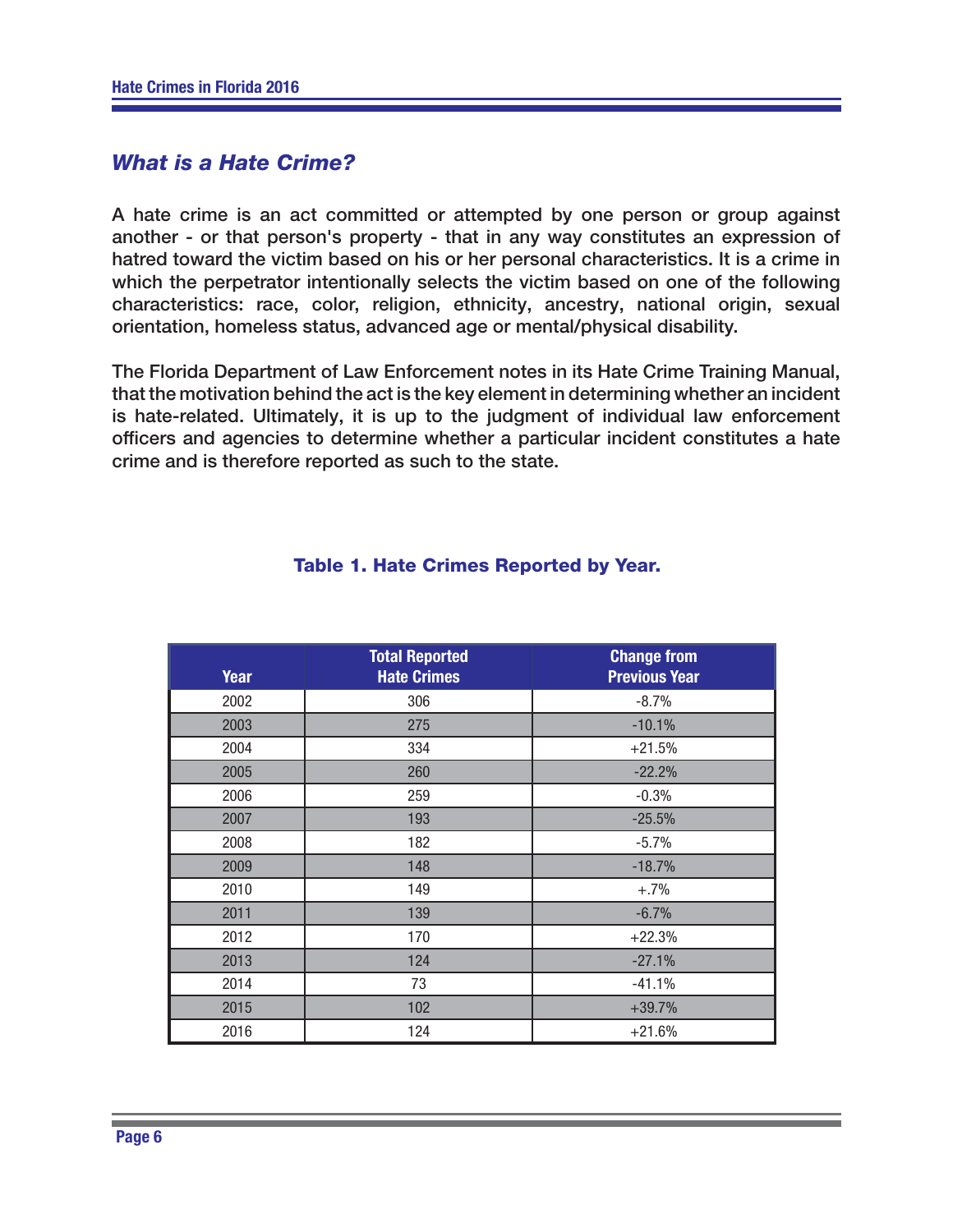## *What is a Hate Crime?*

A hate crime is an act committed or attempted by one person or group against another - or that person's property - that in any way constitutes an expression of hatred toward the victim based on his or her personal characteristics. It is a crime in which the perpetrator intentionally selects the victim based on one of the following characteristics: race, color, religion, ethnicity, ancestry, national origin, sexual orientation, homeless status, advanced age or mental/physical disability.

The Florida Department of Law Enforcement notes in its Hate Crime Training Manual, that the motivation behind the act is the key element in determining whether an incident is hate-related. Ultimately, it is up to the judgment of individual law enforcement officers and agencies to determine whether a particular incident constitutes a hate crime and is therefore reported as such to the state.

**Table 1. Hate Crimes Reported by Year.**

| Year | Total Reported Hate Crimes | Change from Previous Year |
|---|---|---|
| 2002 | 306 | -8.7% |
| 2003 | 275 | -10.1% |
| 2004 | 334 | +21.5% |
| 2005 | 260 | -22.2% |
| 2006 | 259 | -0.3% |
| 2007 | 193 | -25.5% |
| 2008 | 182 | -5.7% |
| 2009 | 148 | -18.7% |
| 2010 | 149 | +.7% |
| 2011 | 139 | -6.7% |
| 2012 | 170 | +22.3% |
| 2013 | 124 | -27.1% |
| 2014 | 73 | -41.1% |
| 2015 | 102 | +39.7% |
| 2016 | 124 | +21.6% |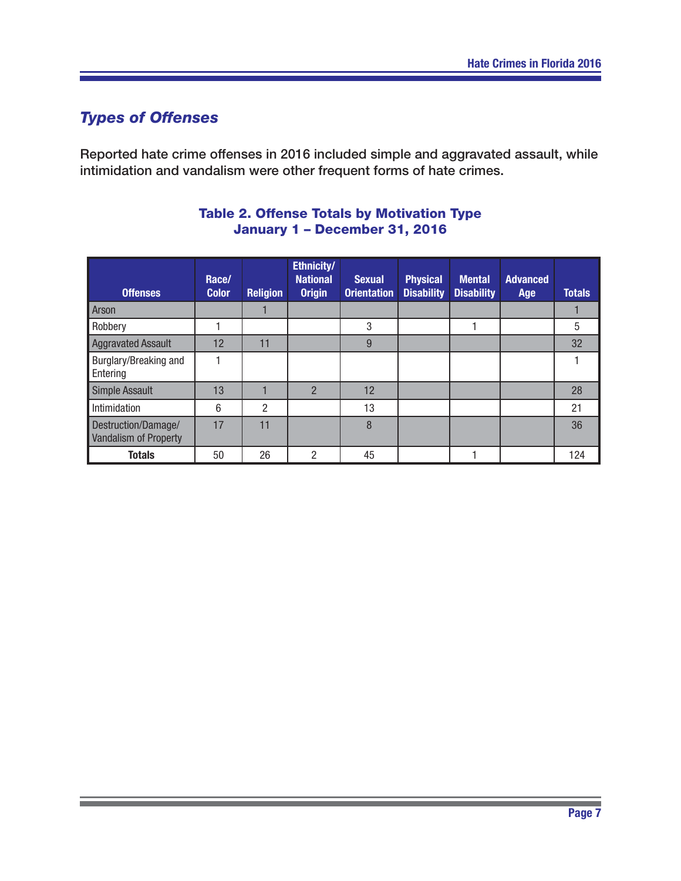## *Types of Offenses*

Reported hate crime offenses in 2016 included simple and aggravated assault, while intimidation and vandalism were other frequent forms of hate crimes.

**Table 2. Offense Totals by Motivation Type**
**January 1 – December 31, 2016**

| Offenses | Race/ Color | Religion | Ethnicity/ National Origin | Sexual Orientation | Physical Disability | Mental Disability | Advanced Age | Totals |
|---|---|---|---|---|---|---|---|---|
| Arson | | 1 | | | | | | 1 |
| Robbery | 1 | | | 3 | | 1 | | 5 |
| Aggravated Assault | 12 | 11 | | 9 | | | | 32 |
| Burglary/Breaking and Entering | 1 | | | | | | | 1 |
| Simple Assault | 13 | 1 | 2 | 12 | | | | 28 |
| Intimidation | 6 | 2 | | 13 | | | | 21 |
| Destruction/Damage/ Vandalism of Property | 17 | 11 | | 8 | | | | 36 |
| **Totals** | 50 | 26 | 2 | 45 | | 1 | | 124 |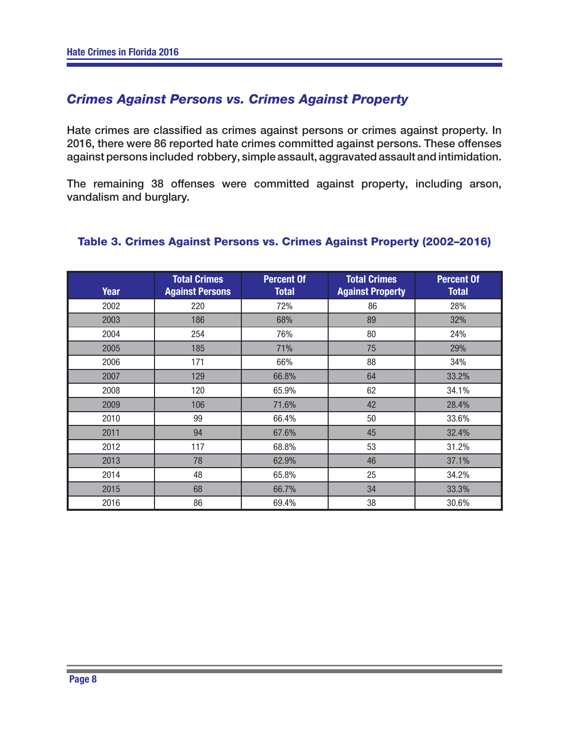## *Crimes Against Persons vs. Crimes Against Property*

Hate crimes are classified as crimes against persons or crimes against property. In 2016, there were 86 reported hate crimes committed against persons. These offenses against persons included robbery, simple assault, aggravated assault and intimidation.

The remaining 38 offenses were committed against property, including arson, vandalism and burglary.

### Table 3. Crimes Against Persons vs. Crimes Against Property (2002–2016)

| Year | Total Crimes Against Persons | Percent Of Total | Total Crimes Against Property | Percent Of Total |
|---|---|---|---|---|
| 2002 | 220 | 72% | 86 | 28% |
| 2003 | 186 | 68% | 89 | 32% |
| 2004 | 254 | 76% | 80 | 24% |
| 2005 | 185 | 71% | 75 | 29% |
| 2006 | 171 | 66% | 88 | 34% |
| 2007 | 129 | 66.8% | 64 | 33.2% |
| 2008 | 120 | 65.9% | 62 | 34.1% |
| 2009 | 106 | 71.6% | 42 | 28.4% |
| 2010 | 99 | 66.4% | 50 | 33.6% |
| 2011 | 94 | 67.6% | 45 | 32.4% |
| 2012 | 117 | 68.8% | 53 | 31.2% |
| 2013 | 78 | 62.9% | 46 | 37.1% |
| 2014 | 48 | 65.8% | 25 | 34.2% |
| 2015 | 68 | 66.7% | 34 | 33.3% |
| 2016 | 86 | 69.4% | 38 | 30.6% |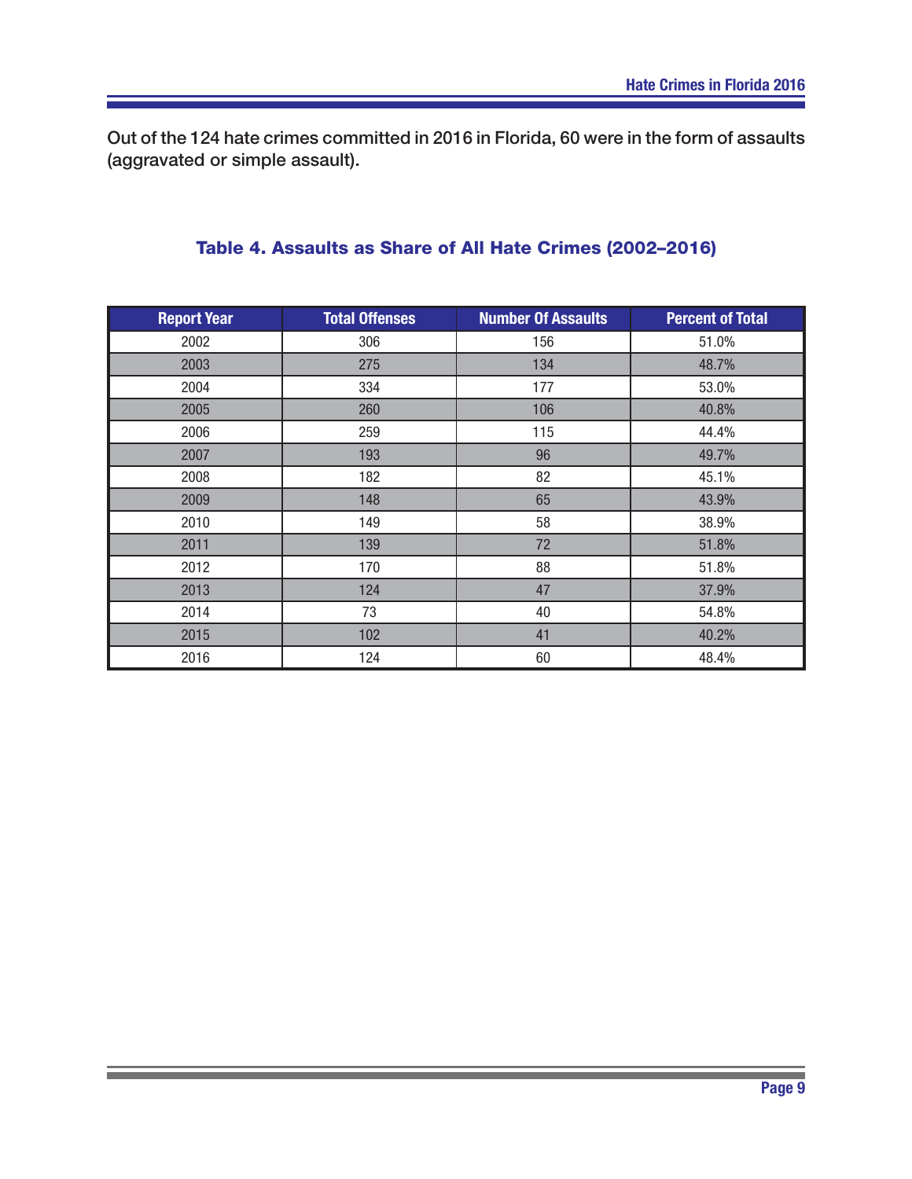Out of the 124 hate crimes committed in 2016 in Florida, 60 were in the form of assaults (aggravated or simple assault).

### Table 4. Assaults as Share of All Hate Crimes (2002–2016)

| Report Year | Total Offenses | Number Of Assaults | Percent of Total |
|---|---|---|---|
| 2002 | 306 | 156 | 51.0% |
| 2003 | 275 | 134 | 48.7% |
| 2004 | 334 | 177 | 53.0% |
| 2005 | 260 | 106 | 40.8% |
| 2006 | 259 | 115 | 44.4% |
| 2007 | 193 | 96 | 49.7% |
| 2008 | 182 | 82 | 45.1% |
| 2009 | 148 | 65 | 43.9% |
| 2010 | 149 | 58 | 38.9% |
| 2011 | 139 | 72 | 51.8% |
| 2012 | 170 | 88 | 51.8% |
| 2013 | 124 | 47 | 37.9% |
| 2014 | 73 | 40 | 54.8% |
| 2015 | 102 | 41 | 40.2% |
| 2016 | 124 | 60 | 48.4% |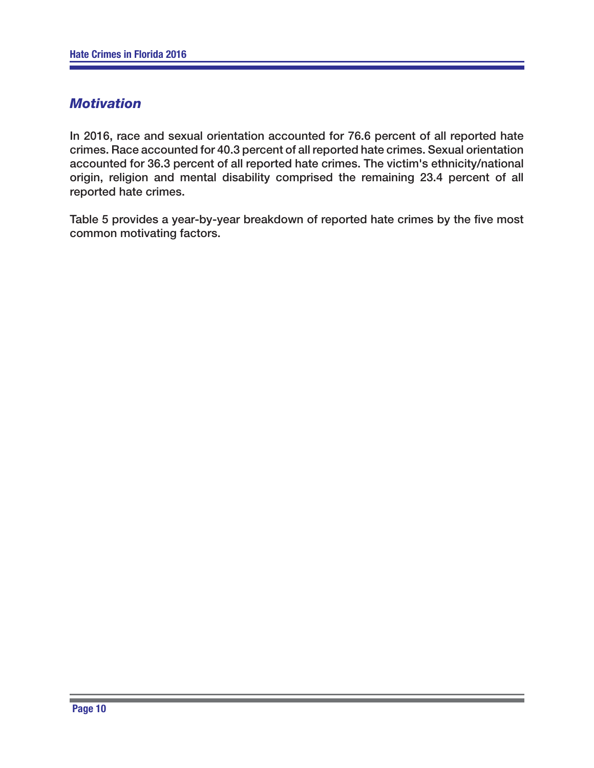## *Motivation*

In 2016, race and sexual orientation accounted for 76.6 percent of all reported hate crimes. Race accounted for 40.3 percent of all reported hate crimes. Sexual orientation accounted for 36.3 percent of all reported hate crimes. The victim's ethnicity/national origin, religion and mental disability comprised the remaining 23.4 percent of all reported hate crimes.

Table 5 provides a year-by-year breakdown of reported hate crimes by the five most common motivating factors.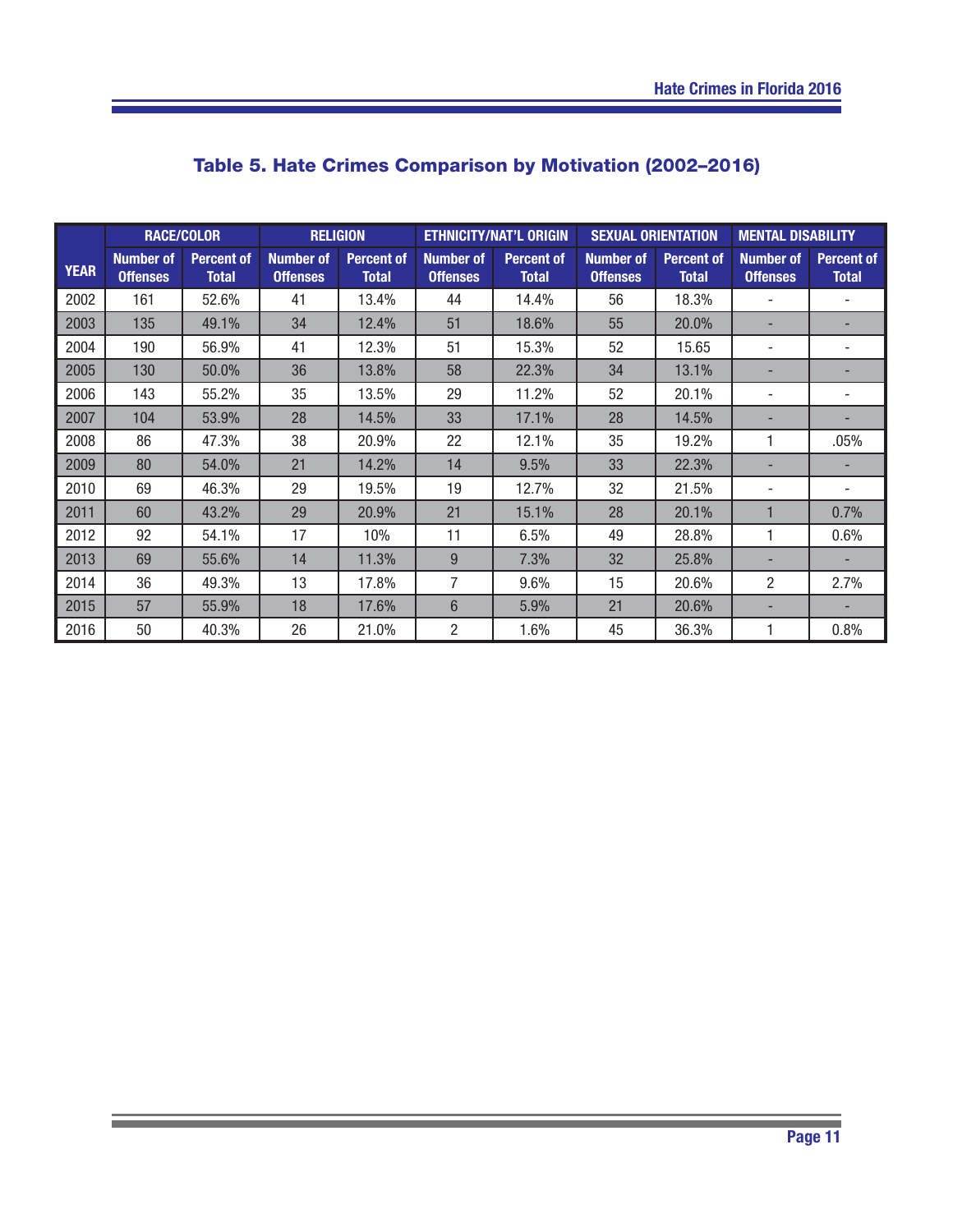## Table 5. Hate Crimes Comparison by Motivation (2002–2016)

| YEAR | RACE/COLOR | | RELIGION | | ETHNICITY/NAT'L ORIGIN | | SEXUAL ORIENTATION | | MENTAL DISABILITY | |
|---|---|---|---|---|---|---|---|---|---|---|
| | Number of Offenses | Percent of Total | Number of Offenses | Percent of Total | Number of Offenses | Percent of Total | Number of Offenses | Percent of Total | Number of Offenses | Percent of Total |
| 2002 | 161 | 52.6% | 41 | 13.4% | 44 | 14.4% | 56 | 18.3% | - | - |
| 2003 | 135 | 49.1% | 34 | 12.4% | 51 | 18.6% | 55 | 20.0% | - | - |
| 2004 | 190 | 56.9% | 41 | 12.3% | 51 | 15.3% | 52 | 15.65 | - | - |
| 2005 | 130 | 50.0% | 36 | 13.8% | 58 | 22.3% | 34 | 13.1% | - | - |
| 2006 | 143 | 55.2% | 35 | 13.5% | 29 | 11.2% | 52 | 20.1% | - | - |
| 2007 | 104 | 53.9% | 28 | 14.5% | 33 | 17.1% | 28 | 14.5% | - | - |
| 2008 | 86 | 47.3% | 38 | 20.9% | 22 | 12.1% | 35 | 19.2% | 1 | .05% |
| 2009 | 80 | 54.0% | 21 | 14.2% | 14 | 9.5% | 33 | 22.3% | - | - |
| 2010 | 69 | 46.3% | 29 | 19.5% | 19 | 12.7% | 32 | 21.5% | - | - |
| 2011 | 60 | 43.2% | 29 | 20.9% | 21 | 15.1% | 28 | 20.1% | 1 | 0.7% |
| 2012 | 92 | 54.1% | 17 | 10% | 11 | 6.5% | 49 | 28.8% | 1 | 0.6% |
| 2013 | 69 | 55.6% | 14 | 11.3% | 9 | 7.3% | 32 | 25.8% | - | - |
| 2014 | 36 | 49.3% | 13 | 17.8% | 7 | 9.6% | 15 | 20.6% | 2 | 2.7% |
| 2015 | 57 | 55.9% | 18 | 17.6% | 6 | 5.9% | 21 | 20.6% | - | - |
| 2016 | 50 | 40.3% | 26 | 21.0% | 2 | 1.6% | 45 | 36.3% | 1 | 0.8% |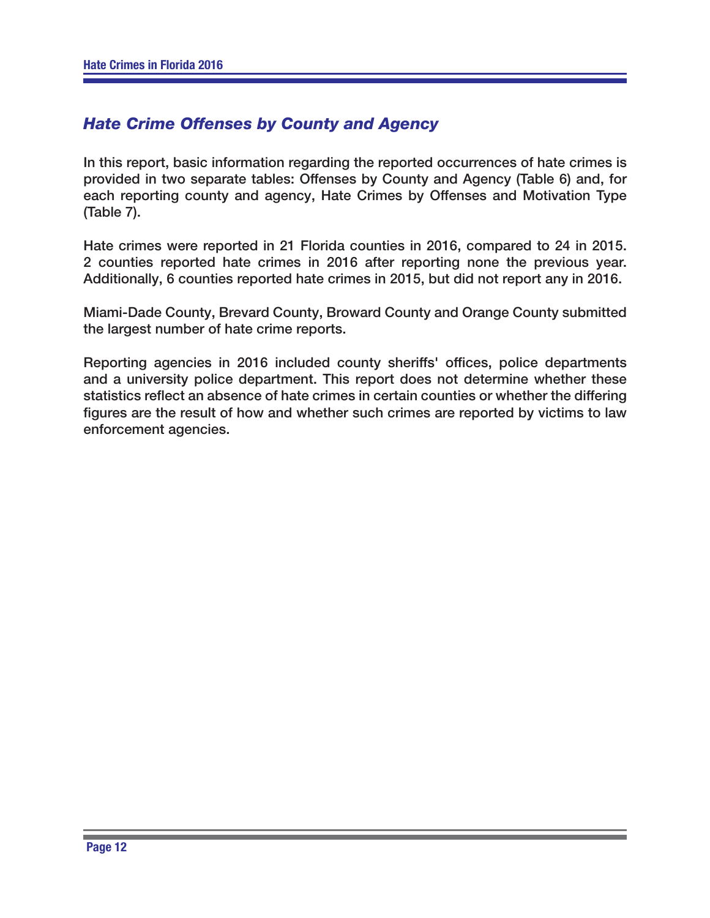## *Hate Crime Offenses by County and Agency*

In this report, basic information regarding the reported occurrences of hate crimes is provided in two separate tables: Offenses by County and Agency (Table 6) and, for each reporting county and agency, Hate Crimes by Offenses and Motivation Type (Table 7).

Hate crimes were reported in 21 Florida counties in 2016, compared to 24 in 2015. 2 counties reported hate crimes in 2016 after reporting none the previous year. Additionally, 6 counties reported hate crimes in 2015, but did not report any in 2016.

Miami-Dade County, Brevard County, Broward County and Orange County submitted the largest number of hate crime reports.

Reporting agencies in 2016 included county sheriffs' offices, police departments and a university police department. This report does not determine whether these statistics reflect an absence of hate crimes in certain counties or whether the differing figures are the result of how and whether such crimes are reported by victims to law enforcement agencies.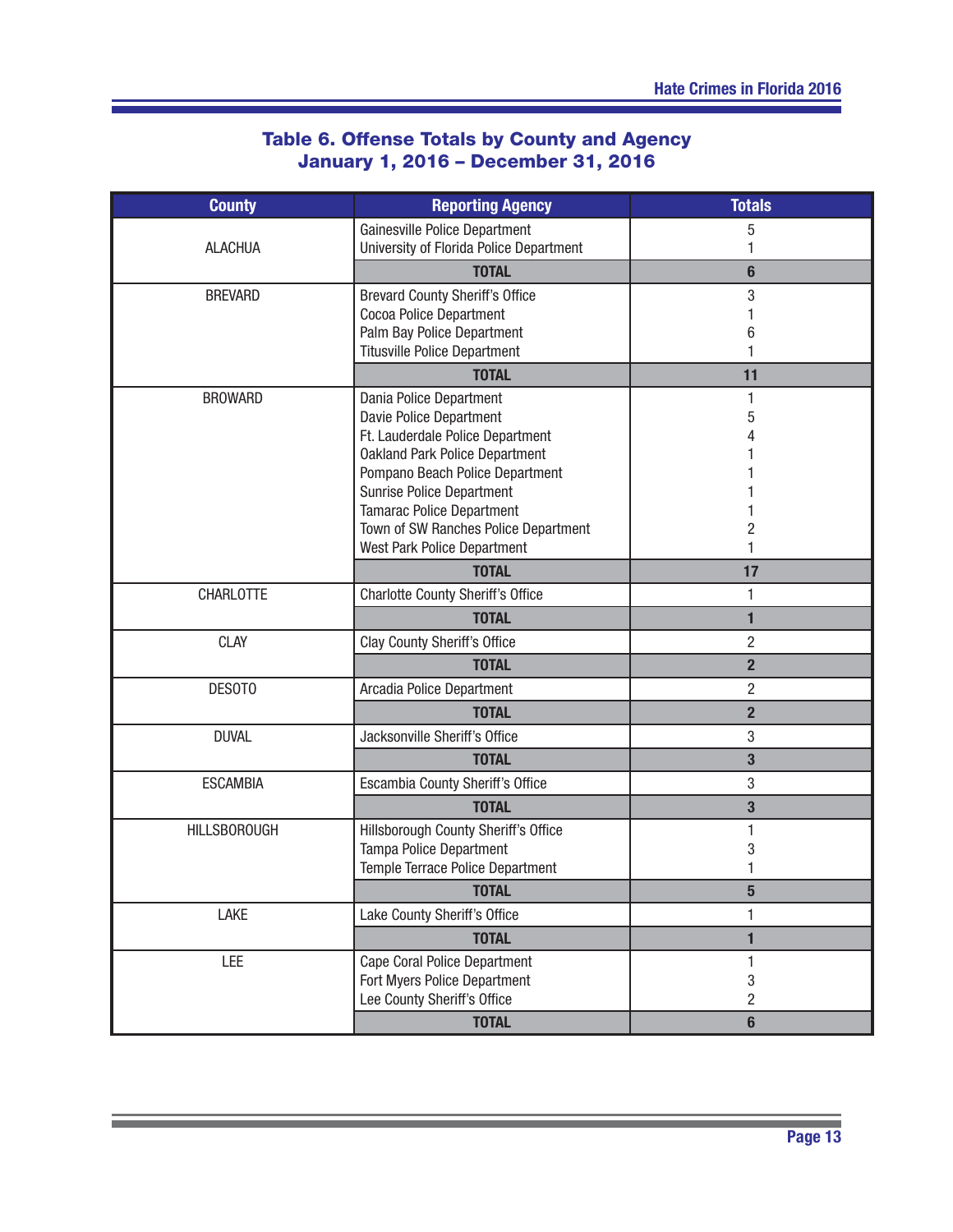## Table 6. Offense Totals by County and Agency
## January 1, 2016 – December 31, 2016

| County | Reporting Agency | Totals |
|---|---|---|
| ALACHUA | Gainesville Police Department | 5 |
| | University of Florida Police Department | 1 |
| | **TOTAL** | **6** |
| BREVARD | Brevard County Sheriff's Office | 3 |
| | Cocoa Police Department | 1 |
| | Palm Bay Police Department | 6 |
| | Titusville Police Department | 1 |
| | **TOTAL** | **11** |
| BROWARD | Dania Police Department | 1 |
| | Davie Police Department | 5 |
| | Ft. Lauderdale Police Department | 4 |
| | Oakland Park Police Department | 1 |
| | Pompano Beach Police Department | 1 |
| | Sunrise Police Department | 1 |
| | Tamarac Police Department | 1 |
| | Town of SW Ranches Police Department | 2 |
| | West Park Police Department | 1 |
| | **TOTAL** | **17** |
| CHARLOTTE | Charlotte County Sheriff's Office | 1 |
| | **TOTAL** | **1** |
| CLAY | Clay County Sheriff's Office | 2 |
| | **TOTAL** | **2** |
| DESOTO | Arcadia Police Department | 2 |
| | **TOTAL** | **2** |
| DUVAL | Jacksonville Sheriff's Office | 3 |
| | **TOTAL** | **3** |
| ESCAMBIA | Escambia County Sheriff's Office | 3 |
| | **TOTAL** | **3** |
| HILLSBOROUGH | Hillsborough County Sheriff's Office | 1 |
| | Tampa Police Department | 3 |
| | Temple Terrace Police Department | 1 |
| | **TOTAL** | **5** |
| LAKE | Lake County Sheriff's Office | 1 |
| | **TOTAL** | **1** |
| LEE | Cape Coral Police Department | 1 |
| | Fort Myers Police Department | 3 |
| | Lee County Sheriff's Office | 2 |
| | **TOTAL** | **6** |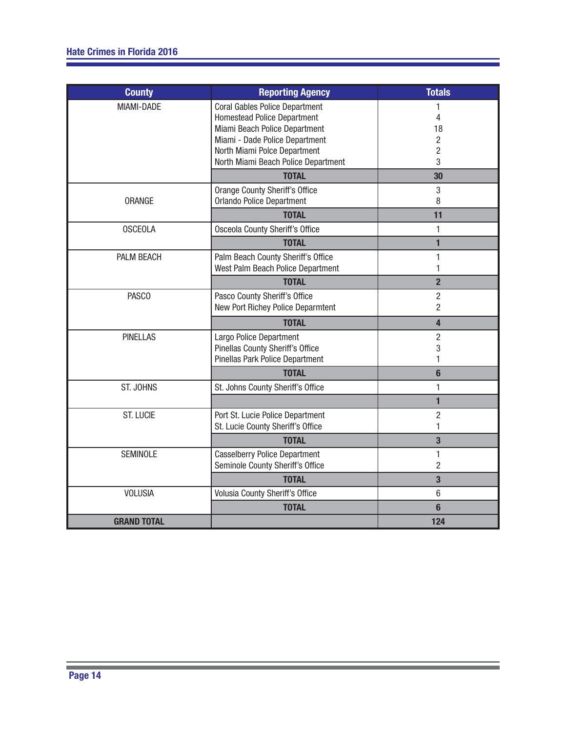| County | Reporting Agency | Totals |
|---|---|---|
| MIAMI-DADE | Coral Gables Police Department | 1 |
| | Homestead Police Department | 4 |
| | Miami Beach Police Department | 18 |
| | Miami - Dade Police Department | 2 |
| | North Miami Polce Department | 2 |
| | North Miami Beach Police Department | 3 |
| | **TOTAL** | **30** |
| ORANGE | Orange County Sheriff's Office | 3 |
| | Orlando Police Department | 8 |
| | **TOTAL** | **11** |
| OSCEOLA | Osceola County Sheriff's Office | 1 |
| | **TOTAL** | **1** |
| PALM BEACH | Palm Beach County Sheriff's Office | 1 |
| | West Palm Beach Police Department | 1 |
| | **TOTAL** | **2** |
| PASCO | Pasco County Sheriff's Office | 2 |
| | New Port Richey Police Deparmtent | 2 |
| | **TOTAL** | **4** |
| PINELLAS | Largo Police Department | 2 |
| | Pinellas County Sheriff's Office | 3 |
| | Pinellas Park Police Department | 1 |
| | **TOTAL** | **6** |
| ST. JOHNS | St. Johns County Sheriff's Office | 1 |
| | | **1** |
| ST. LUCIE | Port St. Lucie Police Department | 2 |
| | St. Lucie County Sheriff's Office | 1 |
| | **TOTAL** | **3** |
| SEMINOLE | Casselberry Police Department | 1 |
| | Seminole County Sheriff's Office | 2 |
| | **TOTAL** | **3** |
| VOLUSIA | Volusia County Sheriff's Office | 6 |
| | **TOTAL** | **6** |
| **GRAND TOTAL** | | **124** |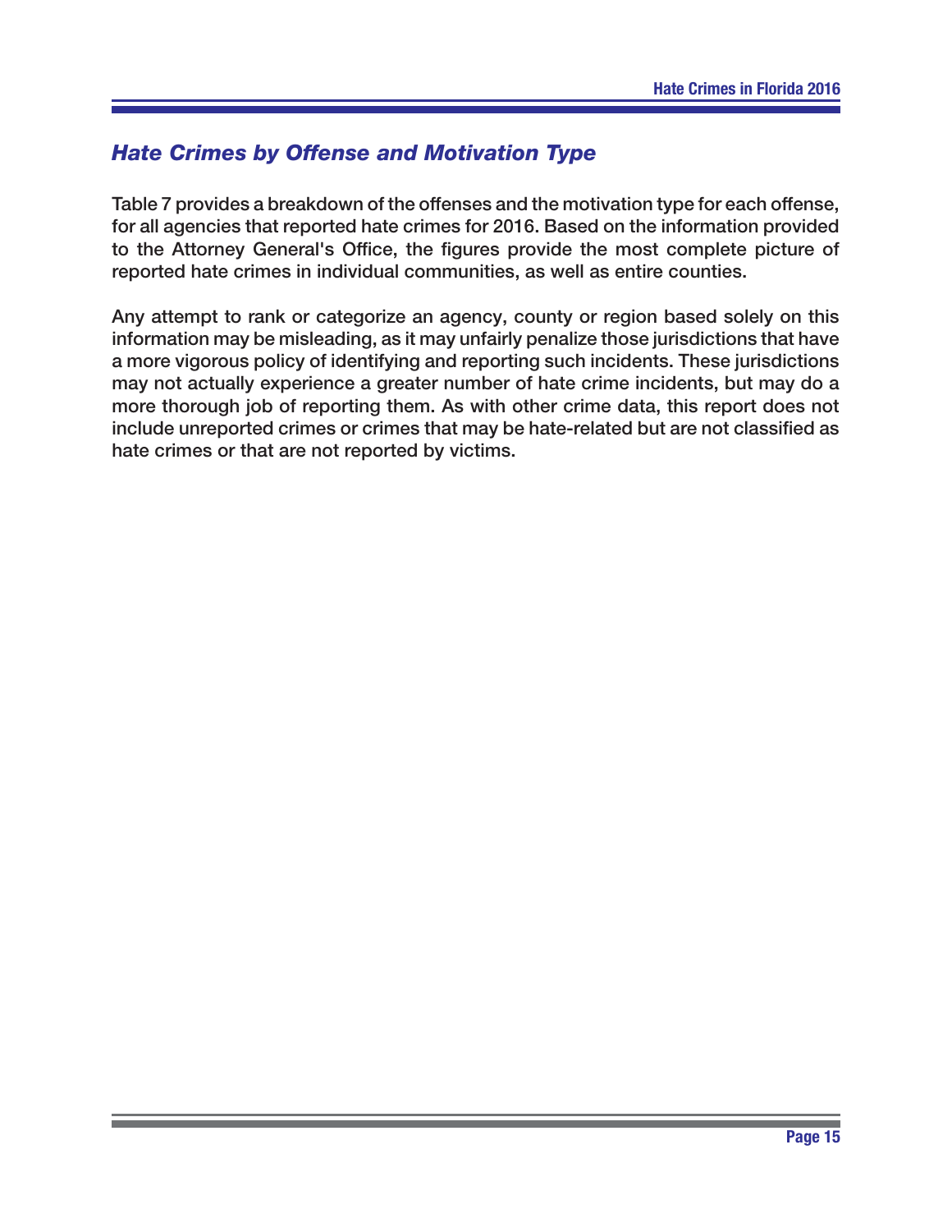## *Hate Crimes by Offense and Motivation Type*

Table 7 provides a breakdown of the offenses and the motivation type for each offense, for all agencies that reported hate crimes for 2016. Based on the information provided to the Attorney General's Office, the figures provide the most complete picture of reported hate crimes in individual communities, as well as entire counties.

Any attempt to rank or categorize an agency, county or region based solely on this information may be misleading, as it may unfairly penalize those jurisdictions that have a more vigorous policy of identifying and reporting such incidents. These jurisdictions may not actually experience a greater number of hate crime incidents, but may do a more thorough job of reporting them. As with other crime data, this report does not include unreported crimes or crimes that may be hate-related but are not classified as hate crimes or that are not reported by victims.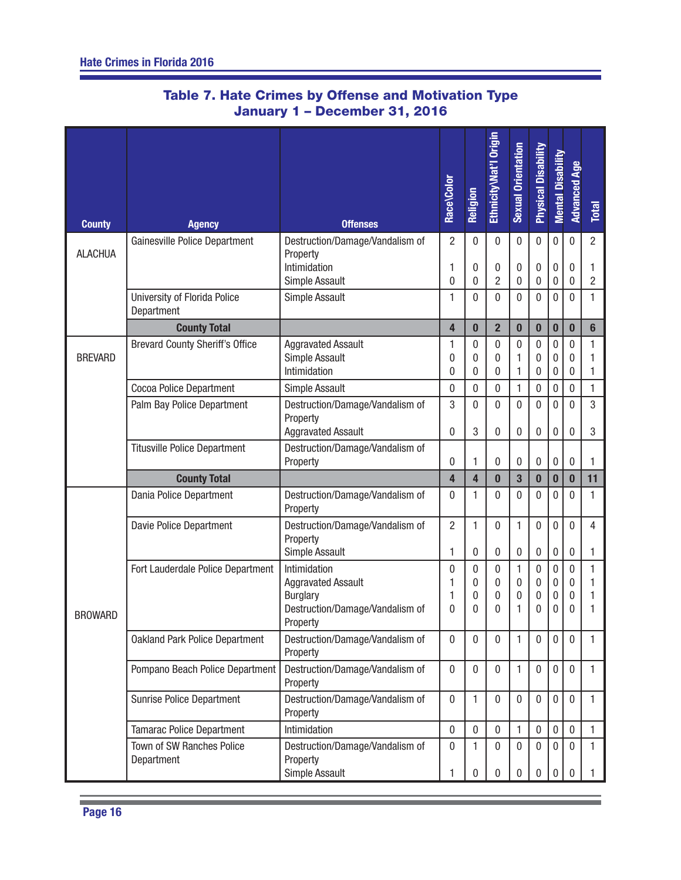## Table 7. Hate Crimes by Offense and Motivation Type
## January 1 – December 31, 2016

| County | Agency | Offenses | Race\Color | Religion | Ethnicity\Nat'l Origin | Sexual Orientation | Physical Disability | Mental Disability | Advanced Age | Total |
|---|---|---|---|---|---|---|---|---|---|---|
| ALACHUA | Gainesville Police Department | Destruction/Damage/Vandalism of Property | 2 | 0 | 0 | 0 | 0 | 0 | 0 | 2 |
| | | Intimidation | 1 | 0 | 0 | 0 | 0 | 0 | 0 | 1 |
| | | Simple Assault | 0 | 0 | 2 | 0 | 0 | 0 | 0 | 2 |
| | University of Florida Police Department | Simple Assault | 1 | 0 | 0 | 0 | 0 | 0 | 0 | 1 |
| | **County Total** | | **4** | **0** | **2** | **0** | **0** | **0** | **0** | **6** |
| BREVARD | Brevard County Sheriff's Office | Aggravated Assault | 1 | 0 | 0 | 0 | 0 | 0 | 0 | 1 |
| | | Simple Assault | 0 | 0 | 0 | 1 | 0 | 0 | 0 | 1 |
| | | Intimidation | 0 | 0 | 0 | 1 | 0 | 0 | 0 | 1 |
| | Cocoa Police Department | Simple Assault | 0 | 0 | 0 | 1 | 0 | 0 | 0 | 1 |
| | Palm Bay Police Department | Destruction/Damage/Vandalism of Property | 3 | 0 | 0 | 0 | 0 | 0 | 0 | 3 |
| | | Aggravated Assault | 0 | 3 | 0 | 0 | 0 | 0 | 0 | 3 |
| | Titusville Police Department | Destruction/Damage/Vandalism of Property | 0 | 1 | 0 | 0 | 0 | 0 | 0 | 1 |
| | **County Total** | | **4** | **4** | **0** | **3** | **0** | **0** | **0** | **11** |
| BROWARD | Dania Police Department | Destruction/Damage/Vandalism of Property | 0 | 1 | 0 | 0 | 0 | 0 | 0 | 1 |
| | Davie Police Department | Destruction/Damage/Vandalism of Property | 2 | 1 | 0 | 1 | 0 | 0 | 0 | 4 |
| | | Simple Assault | 1 | 0 | 0 | 0 | 0 | 0 | 0 | 1 |
| | Fort Lauderdale Police Department | Intimidation | 0 | 0 | 0 | 1 | 0 | 0 | 0 | 1 |
| | | Aggravated Assault | 1 | 0 | 0 | 0 | 0 | 0 | 0 | 1 |
| | | Burglary | 1 | 0 | 0 | 0 | 0 | 0 | 0 | 1 |
| | | Destruction/Damage/Vandalism of Property | 0 | 0 | 0 | 1 | 0 | 0 | 0 | 1 |
| | Oakland Park Police Department | Destruction/Damage/Vandalism of Property | 0 | 0 | 0 | 1 | 0 | 0 | 0 | 1 |
| | Pompano Beach Police Department | Destruction/Damage/Vandalism of Property | 0 | 0 | 0 | 1 | 0 | 0 | 0 | 1 |
| | Sunrise Police Department | Destruction/Damage/Vandalism of Property | 0 | 1 | 0 | 0 | 0 | 0 | 0 | 1 |
| | Tamarac Police Department | Intimidation | 0 | 0 | 0 | 1 | 0 | 0 | 0 | 1 |
| | Town of SW Ranches Police Department | Destruction/Damage/Vandalism of Property | 0 | 1 | 0 | 0 | 0 | 0 | 0 | 1 |
| | | Simple Assault | 1 | 0 | 0 | 0 | 0 | 0 | 0 | 1 |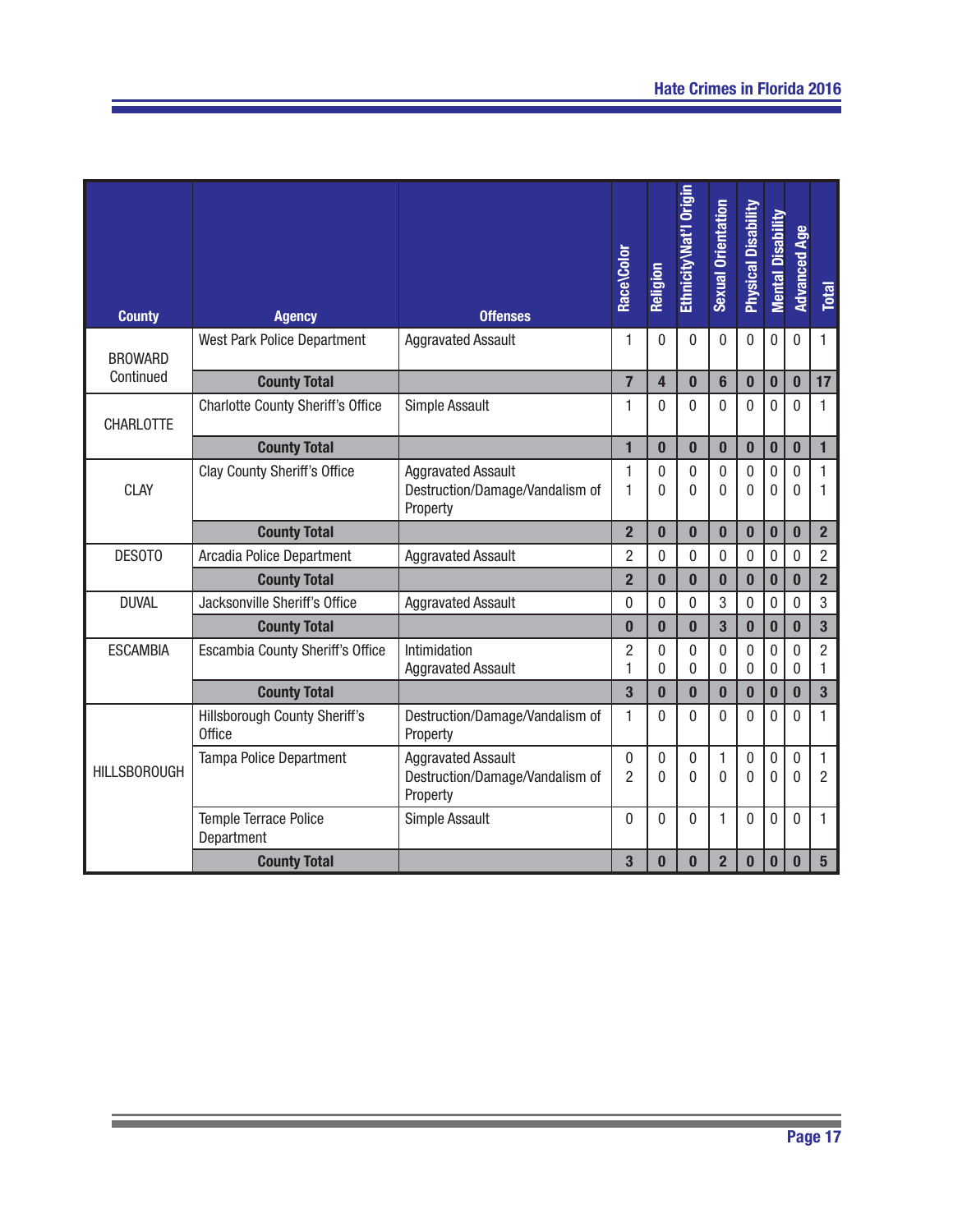| County | Agency | Offenses | Race\Color | Religion | Ethnicity\Nat'l Origin | Sexual Orientation | Physical Disability | Mental Disability | Advanced Age | Total |
|---|---|---|---|---|---|---|---|---|---|---|
| BROWARD Continued | West Park Police Department | Aggravated Assault | 1 | 0 | 0 | 0 | 0 | 0 | 0 | 1 |
| | **County Total** | | **7** | **4** | **0** | **6** | **0** | **0** | **0** | **17** |
| CHARLOTTE | Charlotte County Sheriff's Office | Simple Assault | 1 | 0 | 0 | 0 | 0 | 0 | 0 | 1 |
| | **County Total** | | **1** | **0** | **0** | **0** | **0** | **0** | **0** | **1** |
| CLAY | Clay County Sheriff's Office | Aggravated Assault | 1 | 0 | 0 | 0 | 0 | 0 | 0 | 1 |
| | | Destruction/Damage/Vandalism of Property | 1 | 0 | 0 | 0 | 0 | 0 | 0 | 1 |
| | **County Total** | | **2** | **0** | **0** | **0** | **0** | **0** | **0** | **2** |
| DESOTO | Arcadia Police Department | Aggravated Assault | 2 | 0 | 0 | 0 | 0 | 0 | 0 | 2 |
| | **County Total** | | **2** | **0** | **0** | **0** | **0** | **0** | **0** | **2** |
| DUVAL | Jacksonville Sheriff's Office | Aggravated Assault | 0 | 0 | 0 | 3 | 0 | 0 | 0 | 3 |
| | **County Total** | | **0** | **0** | **0** | **3** | **0** | **0** | **0** | **3** |
| ESCAMBIA | Escambia County Sheriff's Office | Intimidation | 2 | 0 | 0 | 0 | 0 | 0 | 0 | 2 |
| | | Aggravated Assault | 1 | 0 | 0 | 0 | 0 | 0 | 0 | 1 |
| | **County Total** | | **3** | **0** | **0** | **0** | **0** | **0** | **0** | **3** |
| HILLSBOROUGH | Hillsborough County Sheriff's Office | Destruction/Damage/Vandalism of Property | 1 | 0 | 0 | 0 | 0 | 0 | 0 | 1 |
| | Tampa Police Department | Aggravated Assault | 0 | 0 | 0 | 1 | 0 | 0 | 0 | 1 |
| | | Destruction/Damage/Vandalism of Property | 2 | 0 | 0 | 0 | 0 | 0 | 0 | 2 |
| | Temple Terrace Police Department | Simple Assault | 0 | 0 | 0 | 1 | 0 | 0 | 0 | 1 |
| | **County Total** | | **3** | **0** | **0** | **2** | **0** | **0** | **0** | **5** |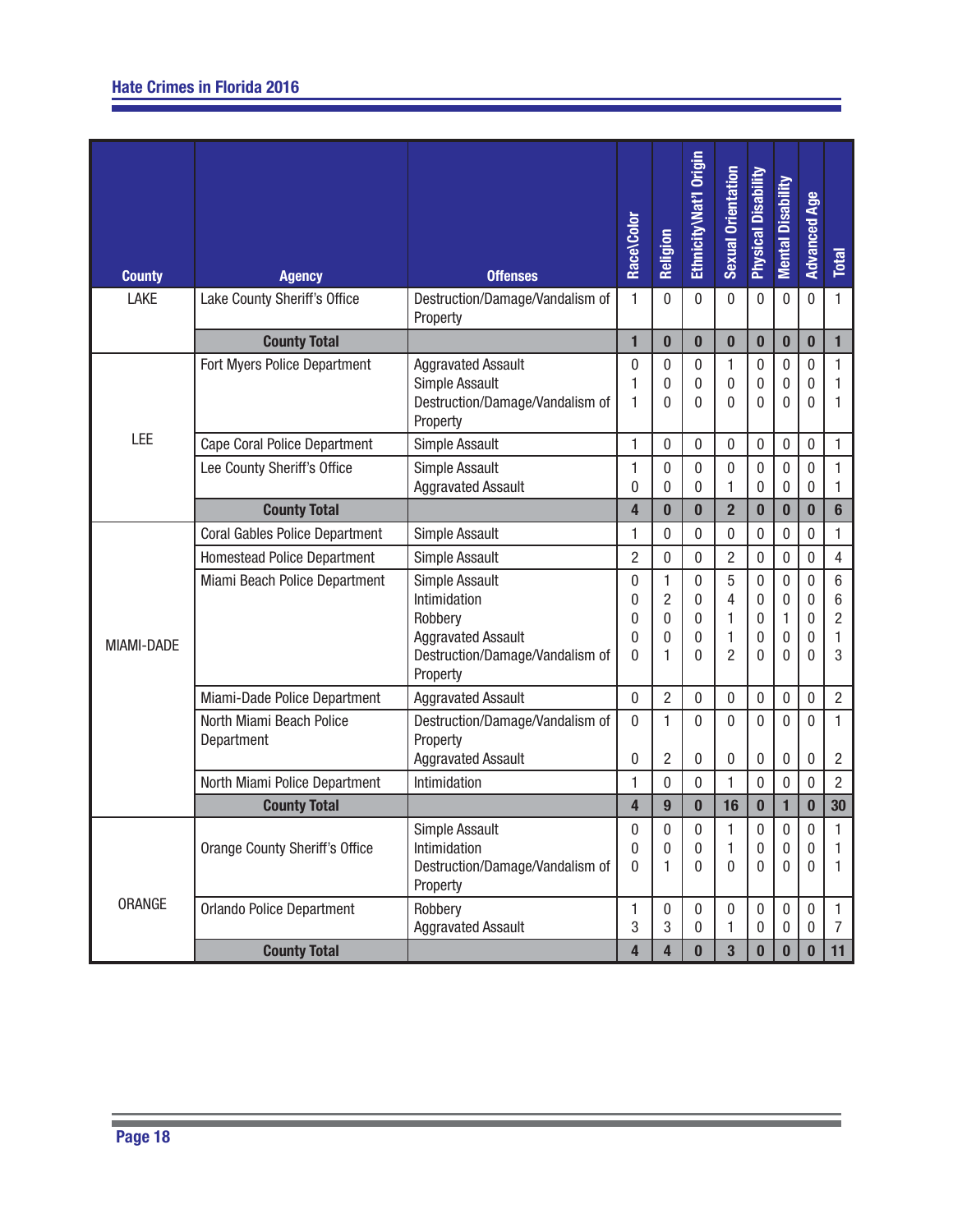| County | Agency | Offenses | Race\Color | Religion | Ethnicity\Nat'l Origin | Sexual Orientation | Physical Disability | Mental Disability | Advanced Age | Total |
|---|---|---|---|---|---|---|---|---|---|---|
| LAKE | Lake County Sheriff's Office | Destruction/Damage/Vandalism of Property | 1 | 0 | 0 | 0 | 0 | 0 | 0 | 1 |
| | **County Total** | | **1** | **0** | **0** | **0** | **0** | **0** | **0** | **1** |
| LEE | Fort Myers Police Department | Aggravated Assault | 0 | 0 | 0 | 1 | 0 | 0 | 0 | 1 |
| | | Simple Assault | 1 | 0 | 0 | 0 | 0 | 0 | 0 | 1 |
| | | Destruction/Damage/Vandalism of Property | 1 | 0 | 0 | 0 | 0 | 0 | 0 | 1 |
| | Cape Coral Police Department | Simple Assault | 1 | 0 | 0 | 0 | 0 | 0 | 0 | 1 |
| | Lee County Sheriff's Office | Simple Assault | 1 | 0 | 0 | 0 | 0 | 0 | 0 | 1 |
| | | Aggravated Assault | 0 | 0 | 0 | 1 | 0 | 0 | 0 | 1 |
| | **County Total** | | **4** | **0** | **0** | **2** | **0** | **0** | **0** | **6** |
| MIAMI-DADE | Coral Gables Police Department | Simple Assault | 1 | 0 | 0 | 0 | 0 | 0 | 0 | 1 |
| | Homestead Police Department | Simple Assault | 2 | 0 | 0 | 2 | 0 | 0 | 0 | 4 |
| | Miami Beach Police Department | Simple Assault | 0 | 1 | 0 | 5 | 0 | 0 | 0 | 6 |
| | | Intimidation | 0 | 2 | 0 | 4 | 0 | 0 | 0 | 6 |
| | | Robbery | 0 | 0 | 0 | 1 | 0 | 1 | 0 | 2 |
| | | Aggravated Assault | 0 | 0 | 0 | 1 | 0 | 0 | 0 | 1 |
| | | Destruction/Damage/Vandalism of Property | 0 | 1 | 0 | 2 | 0 | 0 | 0 | 3 |
| | Miami-Dade Police Department | Aggravated Assault | 0 | 2 | 0 | 0 | 0 | 0 | 0 | 2 |
| | North Miami Beach Police Department | Destruction/Damage/Vandalism of Property | 0 | 1 | 0 | 0 | 0 | 0 | 0 | 1 |
| | | Aggravated Assault | 0 | 2 | 0 | 0 | 0 | 0 | 0 | 2 |
| | North Miami Police Department | Intimidation | 1 | 0 | 0 | 1 | 0 | 0 | 0 | 2 |
| | **County Total** | | **4** | **9** | **0** | **16** | **0** | **1** | **0** | **30** |
| ORANGE | Orange County Sheriff's Office | Simple Assault | 0 | 0 | 0 | 1 | 0 | 0 | 0 | 1 |
| | | Intimidation | 0 | 0 | 0 | 1 | 0 | 0 | 0 | 1 |
| | | Destruction/Damage/Vandalism of Property | 0 | 1 | 0 | 0 | 0 | 0 | 0 | 1 |
| | Orlando Police Department | Robbery | 1 | 0 | 0 | 0 | 0 | 0 | 0 | 1 |
| | | Aggravated Assault | 3 | 3 | 0 | 1 | 0 | 0 | 0 | 7 |
| | **County Total** | | **4** | **4** | **0** | **3** | **0** | **0** | **0** | **11** |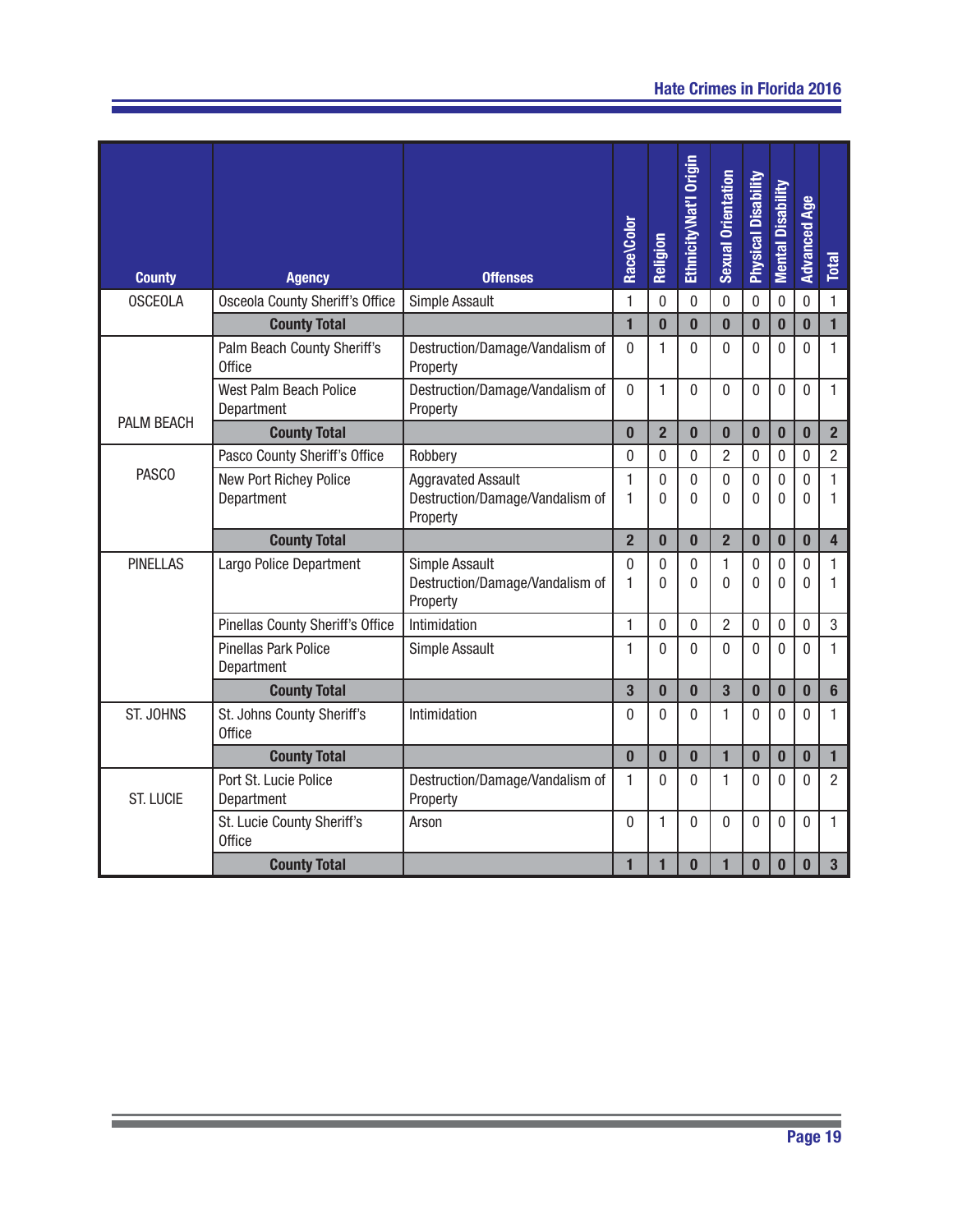| County | Agency | Offenses | Race\Color | Religion | Ethnicity\Nat'l Origin | Sexual Orientation | Physical Disability | Mental Disability | Advanced Age | Total |
|---|---|---|---|---|---|---|---|---|---|---|
| OSCEOLA | Osceola County Sheriff's Office | Simple Assault | 1 | 0 | 0 | 0 | 0 | 0 | 0 | 1 |
| | **County Total** | | **1** | **0** | **0** | **0** | **0** | **0** | **0** | **1** |
| PALM BEACH | Palm Beach County Sheriff's Office | Destruction/Damage/Vandalism of Property | 0 | 1 | 0 | 0 | 0 | 0 | 0 | 1 |
| | West Palm Beach Police Department | Destruction/Damage/Vandalism of Property | 0 | 1 | 0 | 0 | 0 | 0 | 0 | 1 |
| | **County Total** | | **0** | **2** | **0** | **0** | **0** | **0** | **0** | **2** |
| PASCO | Pasco County Sheriff's Office | Robbery | 0 | 0 | 0 | 2 | 0 | 0 | 0 | 2 |
| | New Port Richey Police Department | Aggravated Assault | 1 | 0 | 0 | 0 | 0 | 0 | 0 | 1 |
| | | Destruction/Damage/Vandalism of Property | 1 | 0 | 0 | 0 | 0 | 0 | 0 | 1 |
| | **County Total** | | **2** | **0** | **0** | **2** | **0** | **0** | **0** | **4** |
| PINELLAS | Largo Police Department | Simple Assault | 0 | 0 | 0 | 1 | 0 | 0 | 0 | 1 |
| | | Destruction/Damage/Vandalism of Property | 1 | 0 | 0 | 0 | 0 | 0 | 0 | 1 |
| | Pinellas County Sheriff's Office | Intimidation | 1 | 0 | 0 | 2 | 0 | 0 | 0 | 3 |
| | Pinellas Park Police Department | Simple Assault | 1 | 0 | 0 | 0 | 0 | 0 | 0 | 1 |
| | **County Total** | | **3** | **0** | **0** | **3** | **0** | **0** | **0** | **6** |
| ST. JOHNS | St. Johns County Sheriff's Office | Intimidation | 0 | 0 | 0 | 1 | 0 | 0 | 0 | 1 |
| | **County Total** | | **0** | **0** | **0** | **1** | **0** | **0** | **0** | **1** |
| ST. LUCIE | Port St. Lucie Police Department | Destruction/Damage/Vandalism of Property | 1 | 0 | 0 | 1 | 0 | 0 | 0 | 2 |
| | St. Lucie County Sheriff's Office | Arson | 0 | 1 | 0 | 0 | 0 | 0 | 0 | 1 |
| | **County Total** | | **1** | **1** | **0** | **1** | **0** | **0** | **0** | **3** |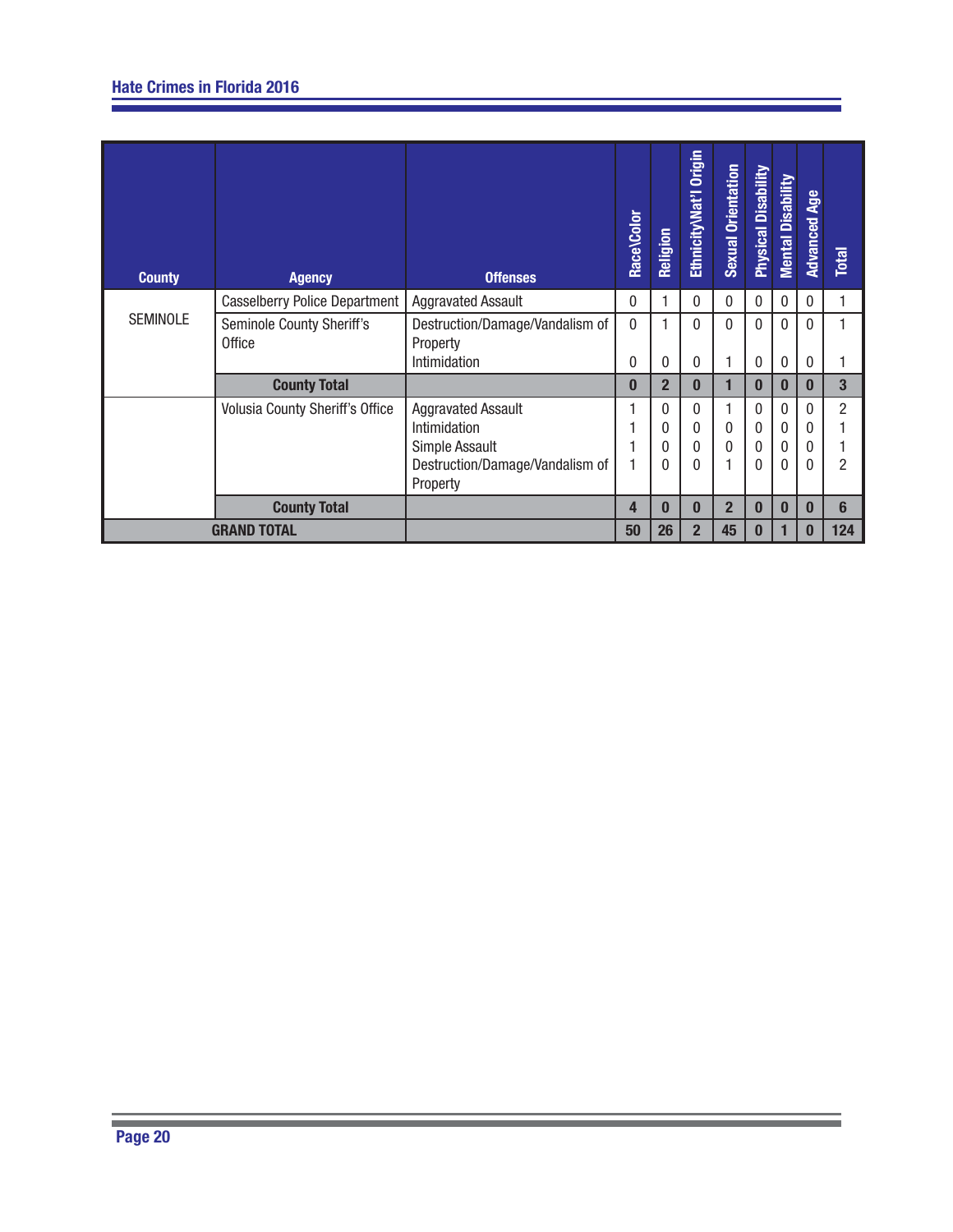| County | Agency | Offenses | Race\Color | Religion | Ethnicity\Nat'l Origin | Sexual Orientation | Physical Disability | Mental Disability | Advanced Age | Total |
|---|---|---|---|---|---|---|---|---|---|---|
| SEMINOLE | Casselberry Police Department | Aggravated Assault | 0 | 1 | 0 | 0 | 0 | 0 | 0 | 1 |
| | Seminole County Sheriff's Office | Destruction/Damage/Vandalism of Property | 0 | 1 | 0 | 0 | 0 | 0 | 0 | 1 |
| | | Intimidation | 0 | 0 | 0 | 1 | 0 | 0 | 0 | 1 |
| | **County Total** | | **0** | **2** | **0** | **1** | **0** | **0** | **0** | **3** |
| | Volusia County Sheriff's Office | Aggravated Assault | 1 | 0 | 0 | 1 | 0 | 0 | 0 | 2 |
| | | Intimidation | 1 | 0 | 0 | 0 | 0 | 0 | 0 | 1 |
| | | Simple Assault | 1 | 0 | 0 | 0 | 0 | 0 | 0 | 1 |
| | | Destruction/Damage/Vandalism of Property | 1 | 0 | 0 | 1 | 0 | 0 | 0 | 2 |
| | **County Total** | | **4** | **0** | **0** | **2** | **0** | **0** | **0** | **6** |
| **GRAND TOTAL** | | | **50** | **26** | **2** | **45** | **0** | **1** | **0** | **124** |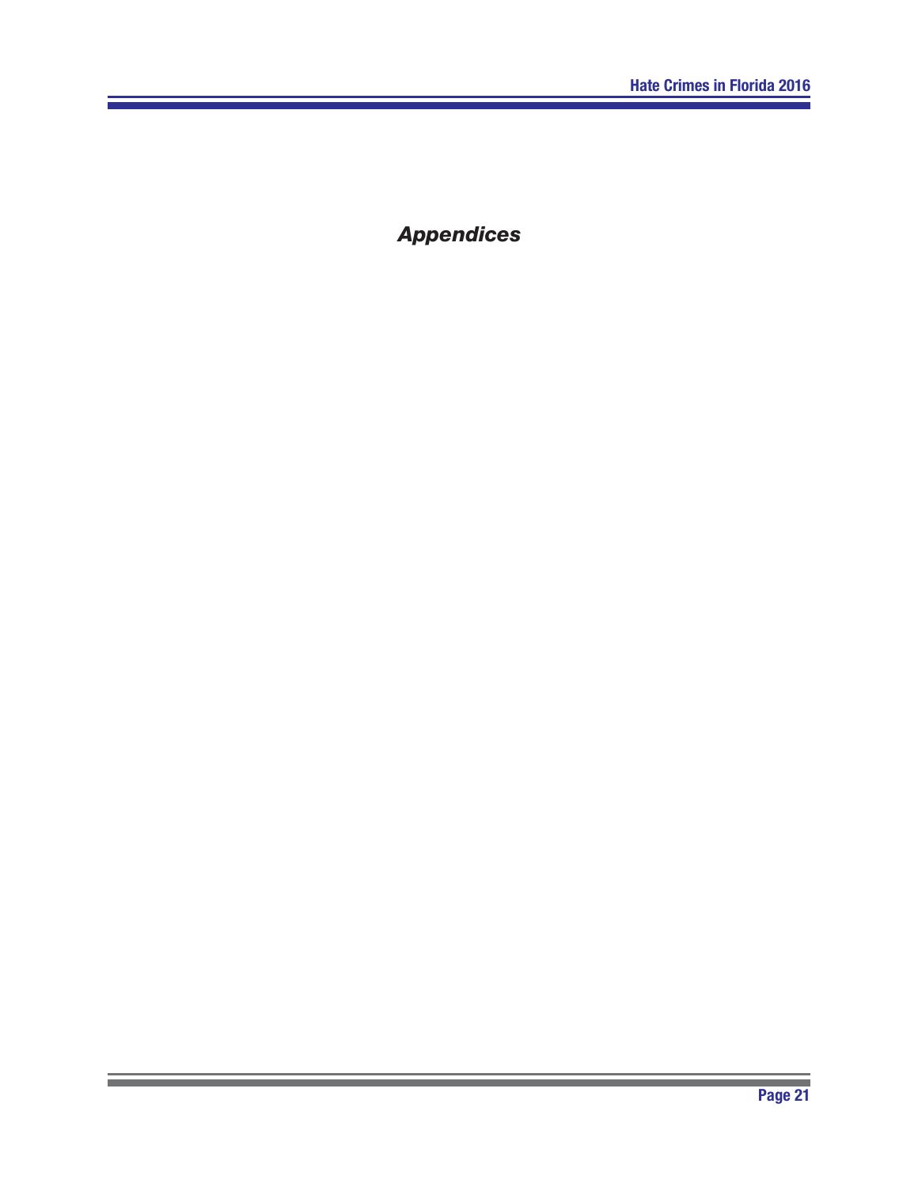# *Appendices*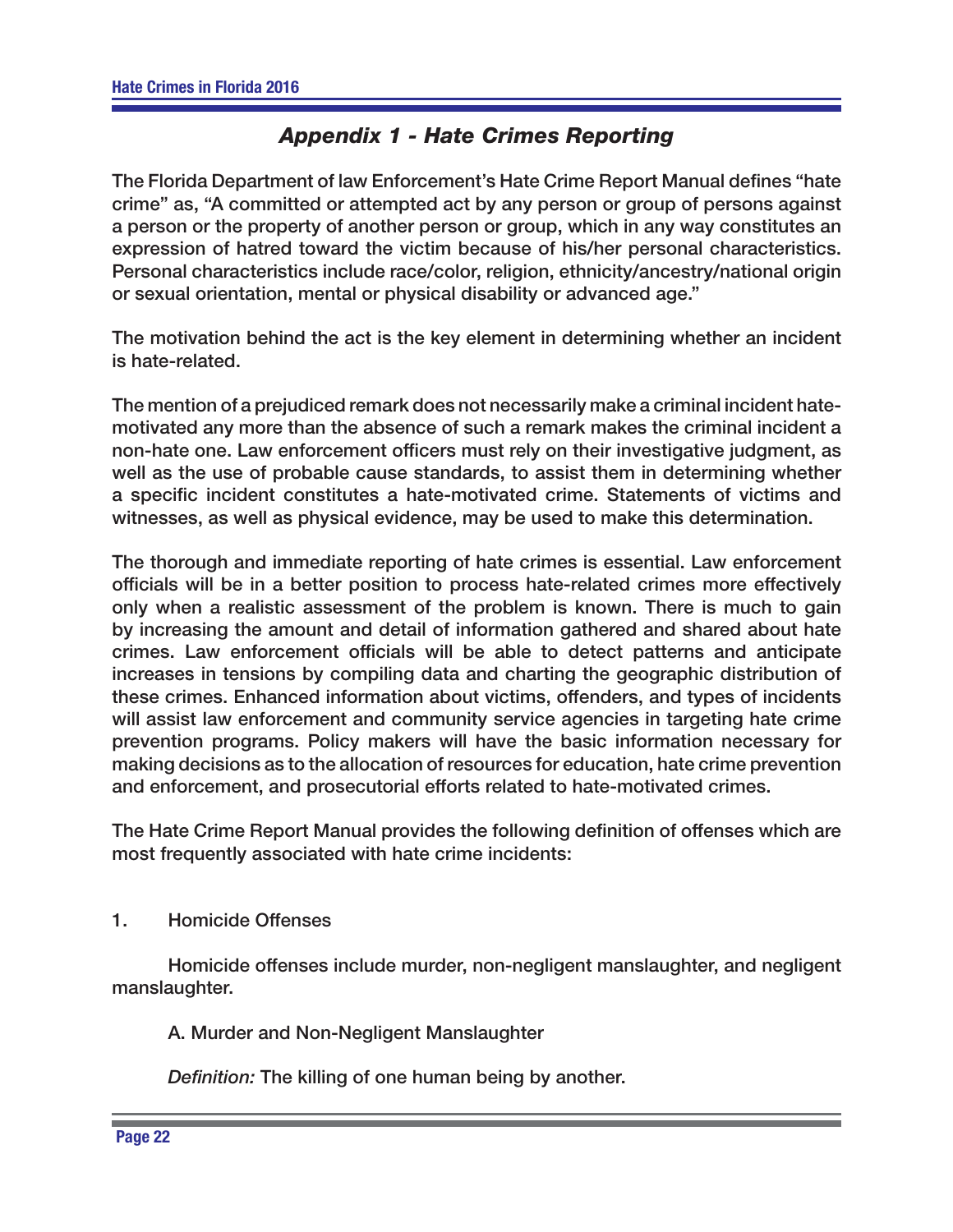## *Appendix 1 - Hate Crimes Reporting*

The Florida Department of law Enforcement's Hate Crime Report Manual defines "hate crime" as, "A committed or attempted act by any person or group of persons against a person or the property of another person or group, which in any way constitutes an expression of hatred toward the victim because of his/her personal characteristics. Personal characteristics include race/color, religion, ethnicity/ancestry/national origin or sexual orientation, mental or physical disability or advanced age."

The motivation behind the act is the key element in determining whether an incident is hate-related.

The mention of a prejudiced remark does not necessarily make a criminal incident hate-motivated any more than the absence of such a remark makes the criminal incident a non-hate one. Law enforcement officers must rely on their investigative judgment, as well as the use of probable cause standards, to assist them in determining whether a specific incident constitutes a hate-motivated crime. Statements of victims and witnesses, as well as physical evidence, may be used to make this determination.

The thorough and immediate reporting of hate crimes is essential. Law enforcement officials will be in a better position to process hate-related crimes more effectively only when a realistic assessment of the problem is known. There is much to gain by increasing the amount and detail of information gathered and shared about hate crimes. Law enforcement officials will be able to detect patterns and anticipate increases in tensions by compiling data and charting the geographic distribution of these crimes. Enhanced information about victims, offenders, and types of incidents will assist law enforcement and community service agencies in targeting hate crime prevention programs. Policy makers will have the basic information necessary for making decisions as to the allocation of resources for education, hate crime prevention and enforcement, and prosecutorial efforts related to hate-motivated crimes.

The Hate Crime Report Manual provides the following definition of offenses which are most frequently associated with hate crime incidents:

1. Homicide Offenses

Homicide offenses include murder, non-negligent manslaughter, and negligent manslaughter.

A. Murder and Non-Negligent Manslaughter

*Definition:* The killing of one human being by another.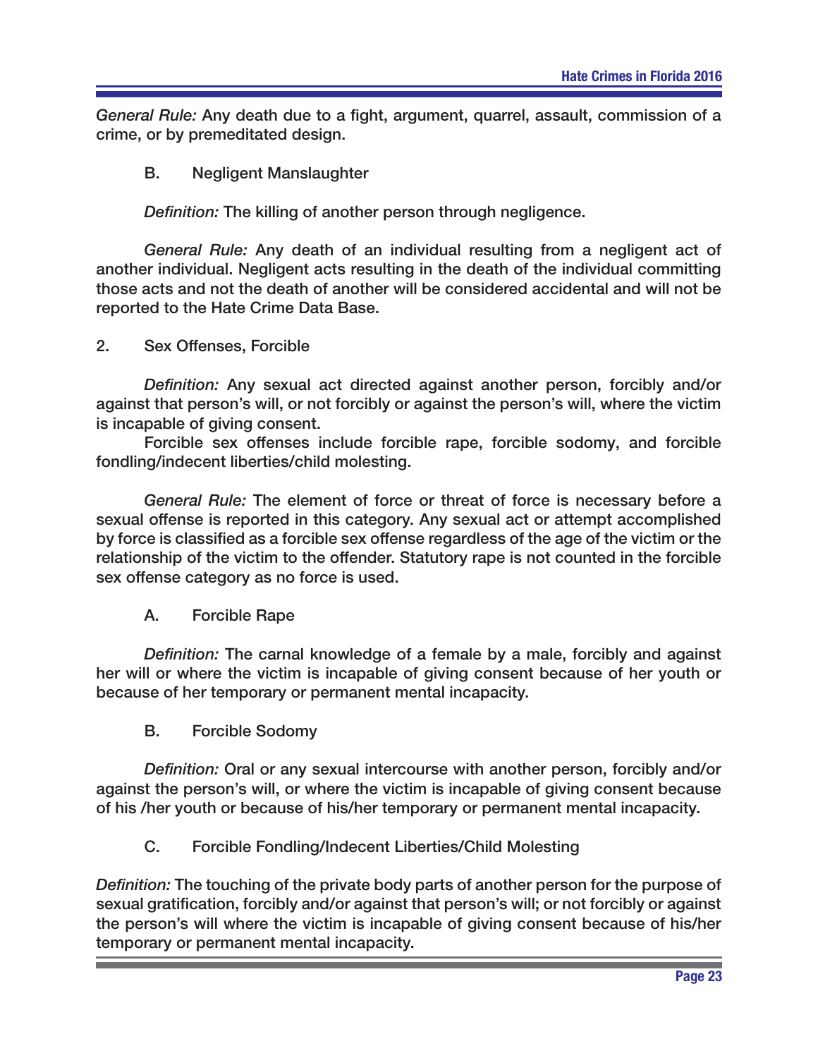*General Rule:* Any death due to a fight, argument, quarrel, assault, commission of a crime, or by premeditated design.

B. Negligent Manslaughter

*Definition:* The killing of another person through negligence.

*General Rule:* Any death of an individual resulting from a negligent act of another individual. Negligent acts resulting in the death of the individual committing those acts and not the death of another will be considered accidental and will not be reported to the Hate Crime Data Base.

2. Sex Offenses, Forcible

*Definition:* Any sexual act directed against another person, forcibly and/or against that person's will, or not forcibly or against the person's will, where the victim is incapable of giving consent.

Forcible sex offenses include forcible rape, forcible sodomy, and forcible fondling/indecent liberties/child molesting.

*General Rule:* The element of force or threat of force is necessary before a sexual offense is reported in this category. Any sexual act or attempt accomplished by force is classified as a forcible sex offense regardless of the age of the victim or the relationship of the victim to the offender. Statutory rape is not counted in the forcible sex offense category as no force is used.

A. Forcible Rape

*Definition:* The carnal knowledge of a female by a male, forcibly and against her will or where the victim is incapable of giving consent because of her youth or because of her temporary or permanent mental incapacity.

B. Forcible Sodomy

*Definition:* Oral or any sexual intercourse with another person, forcibly and/or against the person's will, or where the victim is incapable of giving consent because of his /her youth or because of his/her temporary or permanent mental incapacity.

C. Forcible Fondling/Indecent Liberties/Child Molesting

*Definition:* The touching of the private body parts of another person for the purpose of sexual gratification, forcibly and/or against that person's will; or not forcibly or against the person's will where the victim is incapable of giving consent because of his/her temporary or permanent mental incapacity.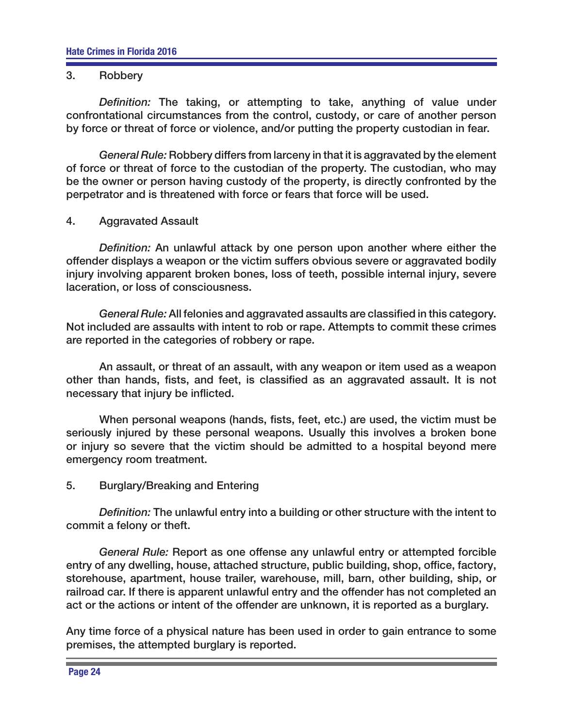3. Robbery

*Definition:* The taking, or attempting to take, anything of value under confrontational circumstances from the control, custody, or care of another person by force or threat of force or violence, and/or putting the property custodian in fear.

*General Rule:* Robbery differs from larceny in that it is aggravated by the element of force or threat of force to the custodian of the property. The custodian, who may be the owner or person having custody of the property, is directly confronted by the perpetrator and is threatened with force or fears that force will be used.

4. Aggravated Assault

*Definition:* An unlawful attack by one person upon another where either the offender displays a weapon or the victim suffers obvious severe or aggravated bodily injury involving apparent broken bones, loss of teeth, possible internal injury, severe laceration, or loss of consciousness.

*General Rule:* All felonies and aggravated assaults are classified in this category. Not included are assaults with intent to rob or rape. Attempts to commit these crimes are reported in the categories of robbery or rape.

An assault, or threat of an assault, with any weapon or item used as a weapon other than hands, fists, and feet, is classified as an aggravated assault. It is not necessary that injury be inflicted.

When personal weapons (hands, fists, feet, etc.) are used, the victim must be seriously injured by these personal weapons. Usually this involves a broken bone or injury so severe that the victim should be admitted to a hospital beyond mere emergency room treatment.

5. Burglary/Breaking and Entering

*Definition:* The unlawful entry into a building or other structure with the intent to commit a felony or theft.

*General Rule:* Report as one offense any unlawful entry or attempted forcible entry of any dwelling, house, attached structure, public building, shop, office, factory, storehouse, apartment, house trailer, warehouse, mill, barn, other building, ship, or railroad car. If there is apparent unlawful entry and the offender has not completed an act or the actions or intent of the offender are unknown, it is reported as a burglary.

Any time force of a physical nature has been used in order to gain entrance to some premises, the attempted burglary is reported.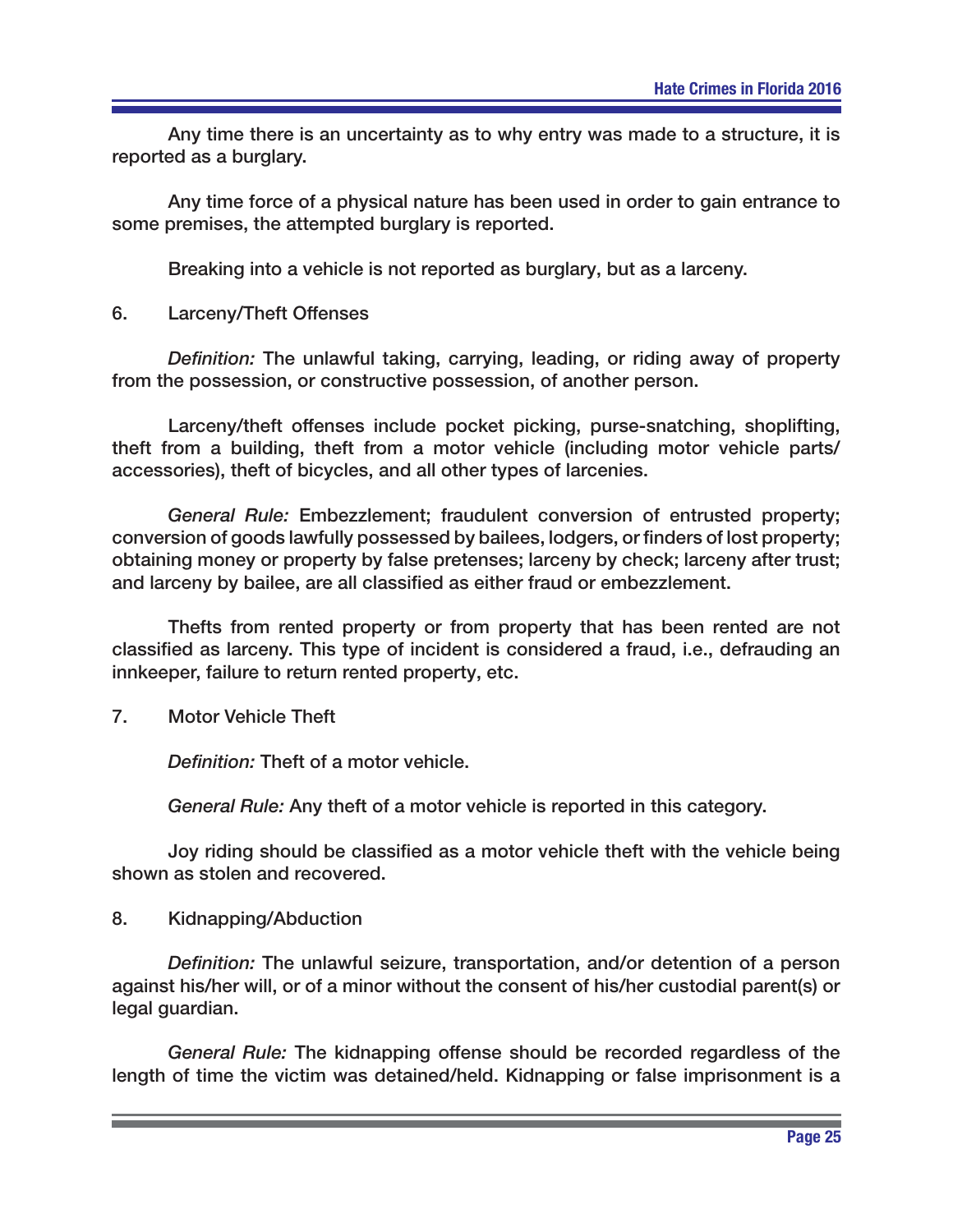Any time there is an uncertainty as to why entry was made to a structure, it is reported as a burglary.

Any time force of a physical nature has been used in order to gain entrance to some premises, the attempted burglary is reported.

Breaking into a vehicle is not reported as burglary, but as a larceny.

6. Larceny/Theft Offenses

*Definition:* The unlawful taking, carrying, leading, or riding away of property from the possession, or constructive possession, of another person.

Larceny/theft offenses include pocket picking, purse-snatching, shoplifting, theft from a building, theft from a motor vehicle (including motor vehicle parts/accessories), theft of bicycles, and all other types of larcenies.

*General Rule:* Embezzlement; fraudulent conversion of entrusted property; conversion of goods lawfully possessed by bailees, lodgers, or finders of lost property; obtaining money or property by false pretenses; larceny by check; larceny after trust; and larceny by bailee, are all classified as either fraud or embezzlement.

Thefts from rented property or from property that has been rented are not classified as larceny. This type of incident is considered a fraud, i.e., defrauding an innkeeper, failure to return rented property, etc.

7. Motor Vehicle Theft

*Definition:* Theft of a motor vehicle.

*General Rule:* Any theft of a motor vehicle is reported in this category.

Joy riding should be classified as a motor vehicle theft with the vehicle being shown as stolen and recovered.

8. Kidnapping/Abduction

*Definition:* The unlawful seizure, transportation, and/or detention of a person against his/her will, or of a minor without the consent of his/her custodial parent(s) or legal guardian.

*General Rule:* The kidnapping offense should be recorded regardless of the length of time the victim was detained/held. Kidnapping or false imprisonment is a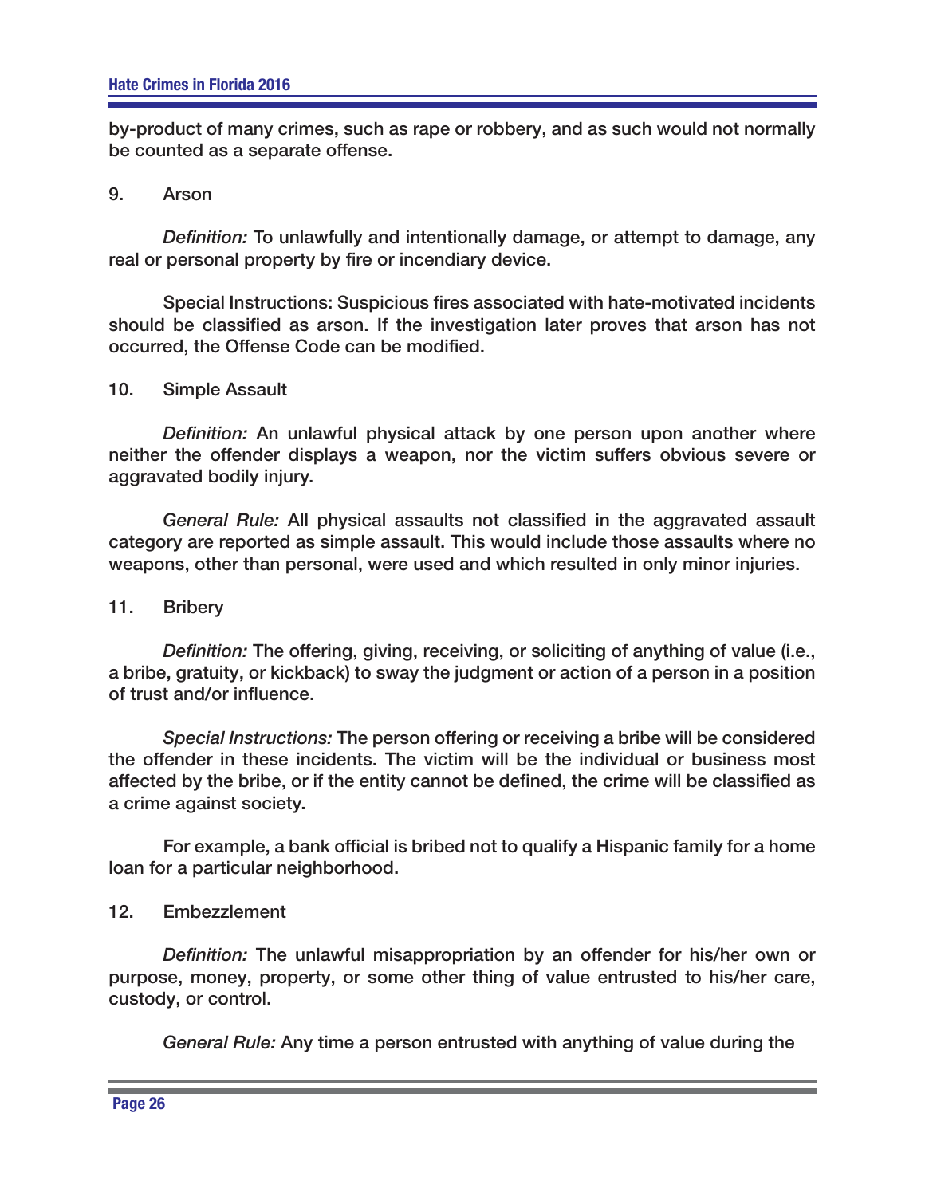by-product of many crimes, such as rape or robbery, and as such would not normally be counted as a separate offense.

9. Arson

*Definition:* To unlawfully and intentionally damage, or attempt to damage, any real or personal property by fire or incendiary device.

Special Instructions: Suspicious fires associated with hate-motivated incidents should be classified as arson. If the investigation later proves that arson has not occurred, the Offense Code can be modified.

10. Simple Assault

*Definition:* An unlawful physical attack by one person upon another where neither the offender displays a weapon, nor the victim suffers obvious severe or aggravated bodily injury.

*General Rule:* All physical assaults not classified in the aggravated assault category are reported as simple assault. This would include those assaults where no weapons, other than personal, were used and which resulted in only minor injuries.

11. Bribery

*Definition:* The offering, giving, receiving, or soliciting of anything of value (i.e., a bribe, gratuity, or kickback) to sway the judgment or action of a person in a position of trust and/or influence.

*Special Instructions:* The person offering or receiving a bribe will be considered the offender in these incidents. The victim will be the individual or business most affected by the bribe, or if the entity cannot be defined, the crime will be classified as a crime against society.

For example, a bank official is bribed not to qualify a Hispanic family for a home loan for a particular neighborhood.

12. Embezzlement

*Definition:* The unlawful misappropriation by an offender for his/her own or purpose, money, property, or some other thing of value entrusted to his/her care, custody, or control.

*General Rule:* Any time a person entrusted with anything of value during the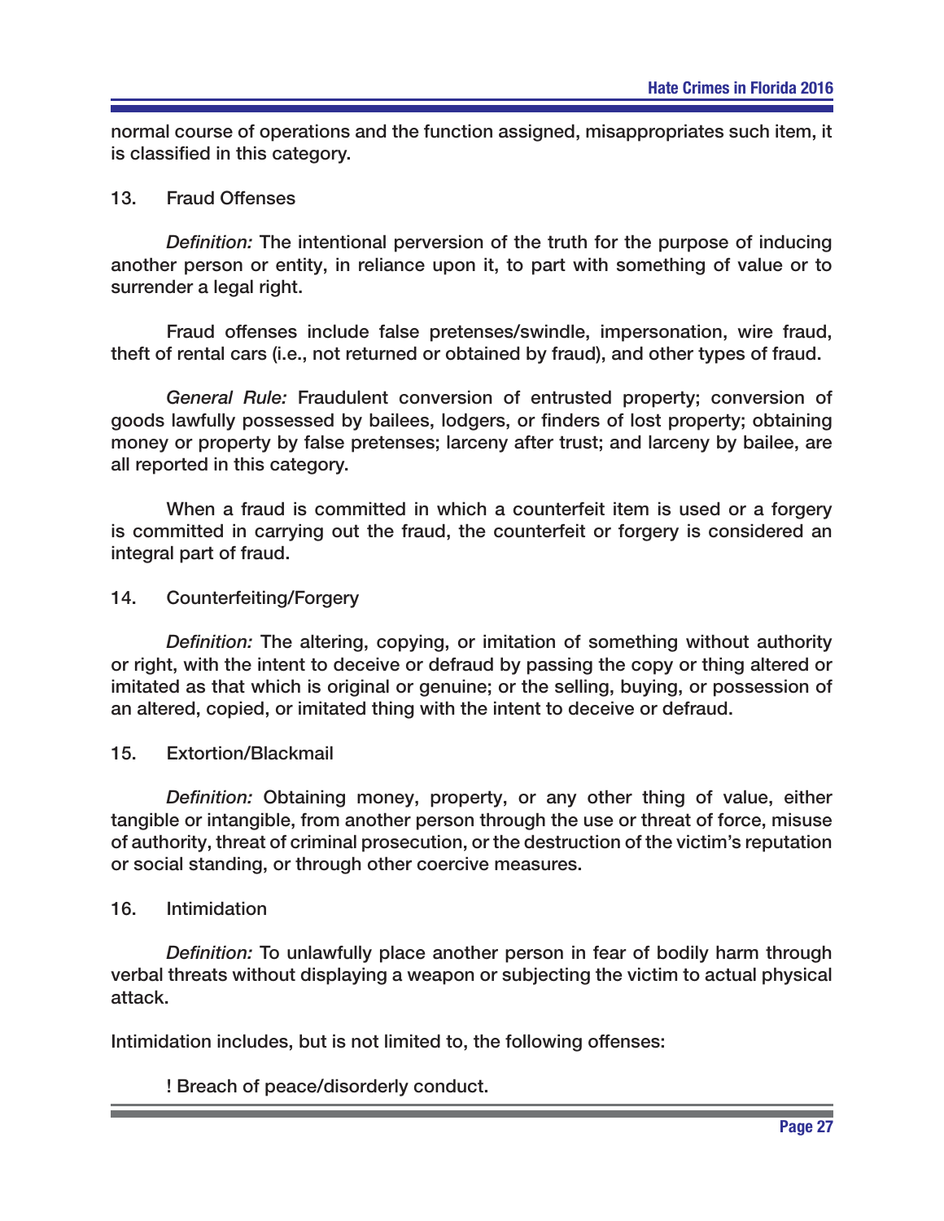normal course of operations and the function assigned, misappropriates such item, it is classified in this category.

13. Fraud Offenses

*Definition:* The intentional perversion of the truth for the purpose of inducing another person or entity, in reliance upon it, to part with something of value or to surrender a legal right.

Fraud offenses include false pretenses/swindle, impersonation, wire fraud, theft of rental cars (i.e., not returned or obtained by fraud), and other types of fraud.

*General Rule:* Fraudulent conversion of entrusted property; conversion of goods lawfully possessed by bailees, lodgers, or finders of lost property; obtaining money or property by false pretenses; larceny after trust; and larceny by bailee, are all reported in this category.

When a fraud is committed in which a counterfeit item is used or a forgery is committed in carrying out the fraud, the counterfeit or forgery is considered an integral part of fraud.

14. Counterfeiting/Forgery

*Definition:* The altering, copying, or imitation of something without authority or right, with the intent to deceive or defraud by passing the copy or thing altered or imitated as that which is original or genuine; or the selling, buying, or possession of an altered, copied, or imitated thing with the intent to deceive or defraud.

15. Extortion/Blackmail

*Definition:* Obtaining money, property, or any other thing of value, either tangible or intangible, from another person through the use or threat of force, misuse of authority, threat of criminal prosecution, or the destruction of the victim's reputation or social standing, or through other coercive measures.

16. Intimidation

*Definition:* To unlawfully place another person in fear of bodily harm through verbal threats without displaying a weapon or subjecting the victim to actual physical attack.

Intimidation includes, but is not limited to, the following offenses:

- Breach of peace/disorderly conduct.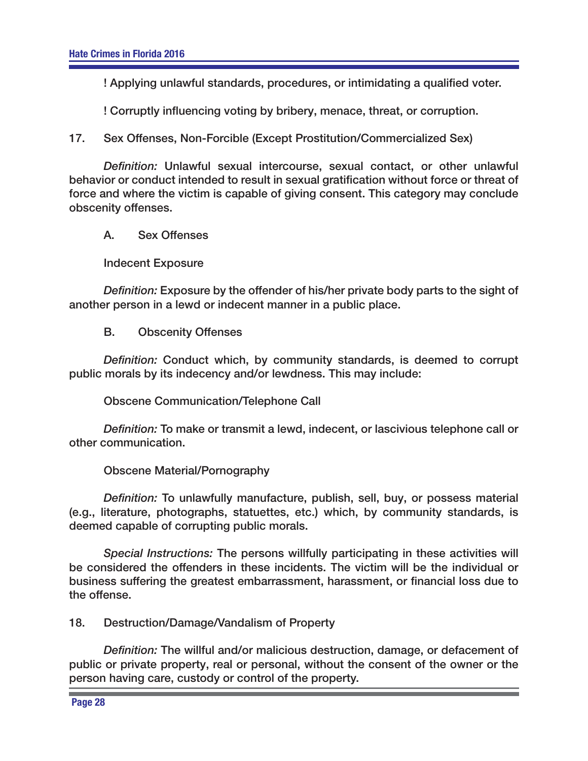! Applying unlawful standards, procedures, or intimidating a qualified voter.

! Corruptly influencing voting by bribery, menace, threat, or corruption.

17. Sex Offenses, Non-Forcible (Except Prostitution/Commercialized Sex)

*Definition:* Unlawful sexual intercourse, sexual contact, or other unlawful behavior or conduct intended to result in sexual gratification without force or threat of force and where the victim is capable of giving consent. This category may conclude obscenity offenses.

A. Sex Offenses

Indecent Exposure

*Definition:* Exposure by the offender of his/her private body parts to the sight of another person in a lewd or indecent manner in a public place.

B. Obscenity Offenses

*Definition:* Conduct which, by community standards, is deemed to corrupt public morals by its indecency and/or lewdness. This may include:

Obscene Communication/Telephone Call

*Definition:* To make or transmit a lewd, indecent, or lascivious telephone call or other communication.

Obscene Material/Pornography

*Definition:* To unlawfully manufacture, publish, sell, buy, or possess material (e.g., literature, photographs, statuettes, etc.) which, by community standards, is deemed capable of corrupting public morals.

*Special Instructions:* The persons willfully participating in these activities will be considered the offenders in these incidents. The victim will be the individual or business suffering the greatest embarrassment, harassment, or financial loss due to the offense.

18. Destruction/Damage/Vandalism of Property

*Definition:* The willful and/or malicious destruction, damage, or defacement of public or private property, real or personal, without the consent of the owner or the person having care, custody or control of the property.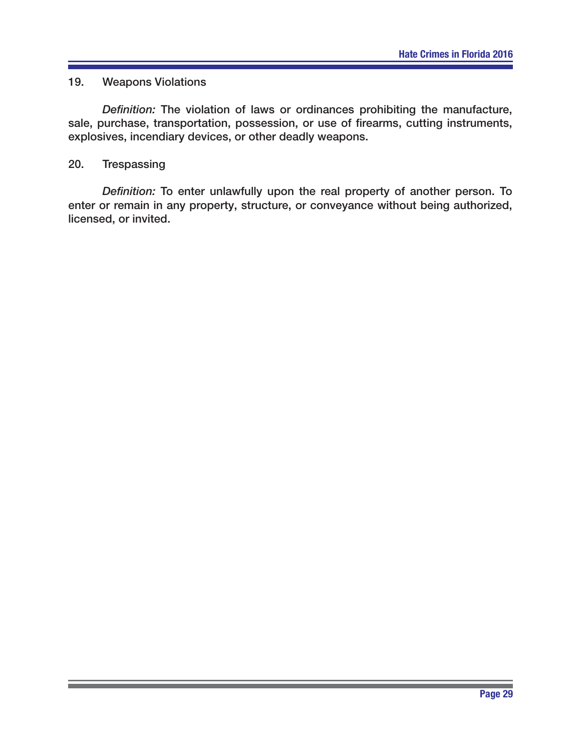19. Weapons Violations

*Definition:* The violation of laws or ordinances prohibiting the manufacture, sale, purchase, transportation, possession, or use of firearms, cutting instruments, explosives, incendiary devices, or other deadly weapons.

20. Trespassing

*Definition:* To enter unlawfully upon the real property of another person. To enter or remain in any property, structure, or conveyance without being authorized, licensed, or invited.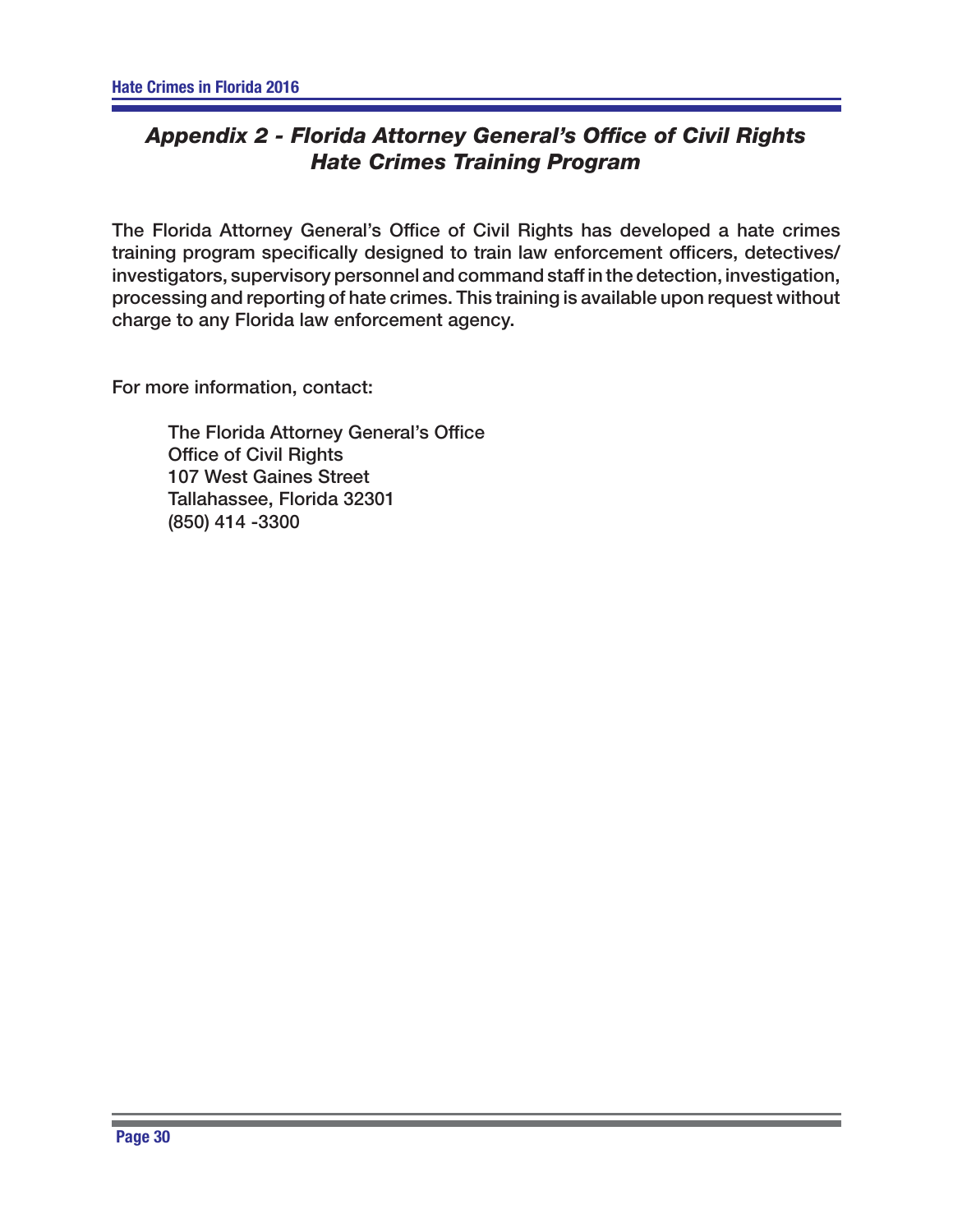## *Appendix 2 - Florida Attorney General's Office of Civil Rights Hate Crimes Training Program*

The Florida Attorney General's Office of Civil Rights has developed a hate crimes training program specifically designed to train law enforcement officers, detectives/investigators, supervisory personnel and command staff in the detection, investigation, processing and reporting of hate crimes. This training is available upon request without charge to any Florida law enforcement agency.

For more information, contact:

> The Florida Attorney General's Office
> Office of Civil Rights
> 107 West Gaines Street
> Tallahassee, Florida 32301
> (850) 414 -3300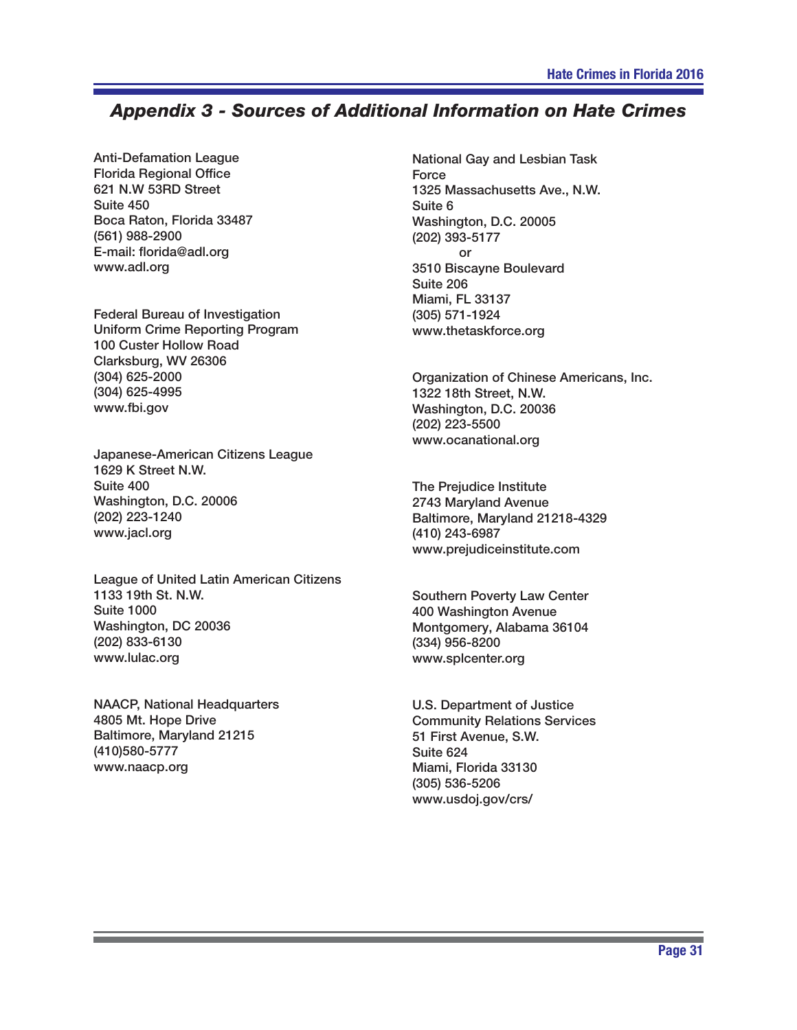## *Appendix 3 - Sources of Additional Information on Hate Crimes*

**Anti-Defamation League**
**Florida Regional Office**
**621 N.W 53RD Street**
**Suite 450**
**Boca Raton, Florida 33487**
**(561) 988-2900**
**E-mail: florida@adl.org**
**www.adl.org**

**Federal Bureau of Investigation**
**Uniform Crime Reporting Program**
**100 Custer Hollow Road**
**Clarksburg, WV 26306**
**(304) 625-2000**
**(304) 625-4995**
**www.fbi.gov**

**Japanese-American Citizens League**
**1629 K Street N.W.**
**Suite 400**
**Washington, D.C. 20006**
**(202) 223-1240**
**www.jacl.org**

**League of United Latin American Citizens**
**1133 19th St. N.W.**
**Suite 1000**
**Washington, DC 20036**
**(202) 833-6130**
**www.lulac.org**

**NAACP, National Headquarters**
**4805 Mt. Hope Drive**
**Baltimore, Maryland 21215**
**(410)580-5777**
**www.naacp.org**

**National Gay and Lesbian Task Force**
**1325 Massachusetts Ave., N.W.**
**Suite 6**
**Washington, D.C. 20005**
**(202) 393-5177**
**or**
**3510 Biscayne Boulevard**
**Suite 206**
**Miami, FL 33137**
**(305) 571-1924**
**www.thetaskforce.org**

**Organization of Chinese Americans, Inc.**
**1322 18th Street, N.W.**
**Washington, D.C. 20036**
**(202) 223-5500**
**www.ocanational.org**

**The Prejudice Institute**
**2743 Maryland Avenue**
**Baltimore, Maryland 21218-4329**
**(410) 243-6987**
**www.prejudiceinstitute.com**

**Southern Poverty Law Center**
**400 Washington Avenue**
**Montgomery, Alabama 36104**
**(334) 956-8200**
**www.splcenter.org**

**U.S. Department of Justice**
**Community Relations Services**
**51 First Avenue, S.W.**
**Suite 624**
**Miami, Florida 33130**
**(305) 536-5206**
**www.usdoj.gov/crs/**